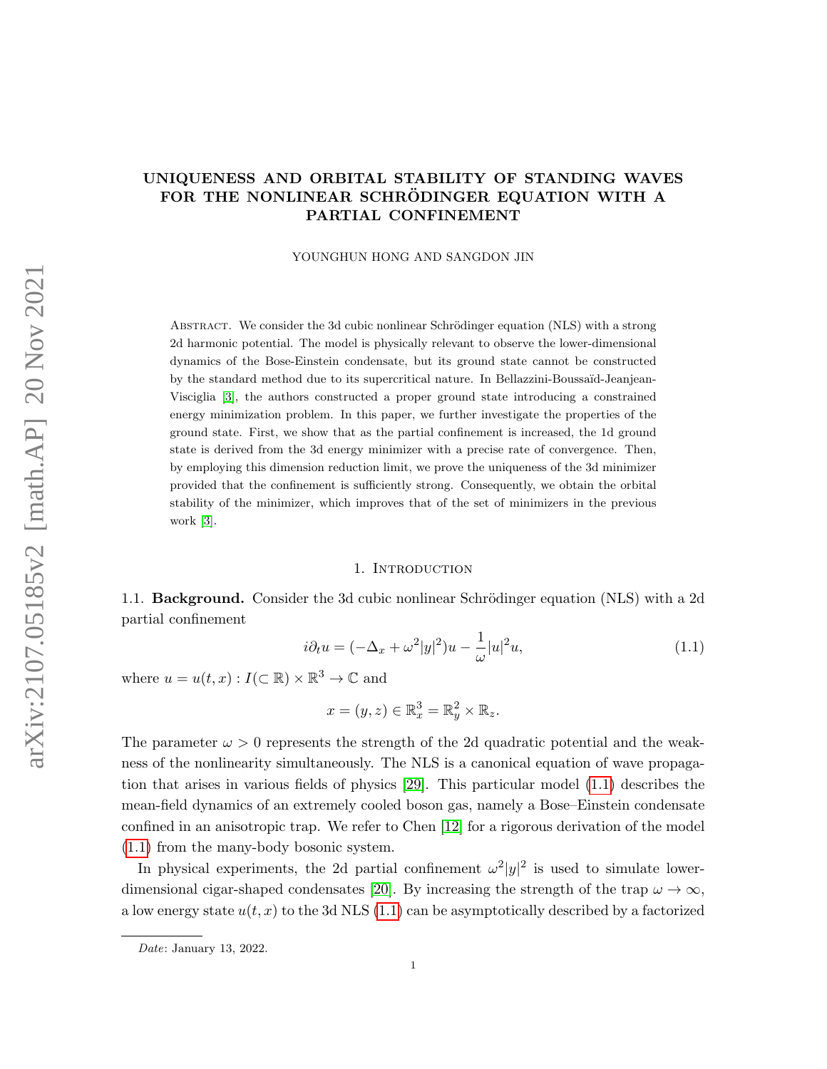# UNIQUENESS AND ORBITAL STABILITY OF STANDING WAVES FOR THE NONLINEAR SCHRÖDINGER EQUATION WITH A PARTIAL CONFINEMENT

YOUNGHUN HONG AND SANGDON JIN

Abstract. We consider the 3d cubic nonlinear Schrödinger equation (NLS) with a strong 2d harmonic potential. The model is physically relevant to observe the lower-dimensional dynamics of the Bose-Einstein condensate, but its ground state cannot be constructed by the standard method due to its supercritical nature. In Bellazzini-Boussaïd-Jeanjean-Visciglia [3], the authors constructed a proper ground state introducing a constrained energy minimization problem. In this paper, we further investigate the properties of the ground state. First, we show that as the partial confinement is increased, the 1d ground state is derived from the 3d energy minimizer with a precise rate of convergence. Then, by employing this dimension reduction limit, we prove the uniqueness of the 3d minimizer provided that the confinement is sufficiently strong. Consequently, we obtain the orbital stability of the minimizer, which improves that of the set of minimizers in the previous work [3].

## 1. Introduction

1.1. **Background.** Consider the 3d cubic nonlinear Schrödinger equation (NLS) with a 2d partial confinement

$$i\partial_t u = (-\Delta_x + \omega^2|y|^2)u - \frac{1}{\omega}|u|^2u, \tag{1.1}$$

where $u = u(t,x) : I(\subset \mathbb{R}) \times \mathbb{R}^3 \to \mathbb{C}$ and

$$x = (y,z) \in \mathbb{R}^3_x = \mathbb{R}^2_y \times \mathbb{R}_z.$$

The parameter $\omega > 0$ represents the strength of the 2d quadratic potential and the weakness of the nonlinearity simultaneously. The NLS is a canonical equation of wave propagation that arises in various fields of physics [29]. This particular model (1.1) describes the mean-field dynamics of an extremely cooled boson gas, namely a Bose–Einstein condensate confined in an anisotropic trap. We refer to Chen [12] for a rigorous derivation of the model (1.1) from the many-body bosonic system.

In physical experiments, the 2d partial confinement $\omega^2|y|^2$ is used to simulate lower-dimensional cigar-shaped condensates [20]. By increasing the strength of the trap $\omega \to \infty$, a low energy state $u(t,x)$ to the 3d NLS (1.1) can be asymptotically described by a factorized

Date: January 13, 2022.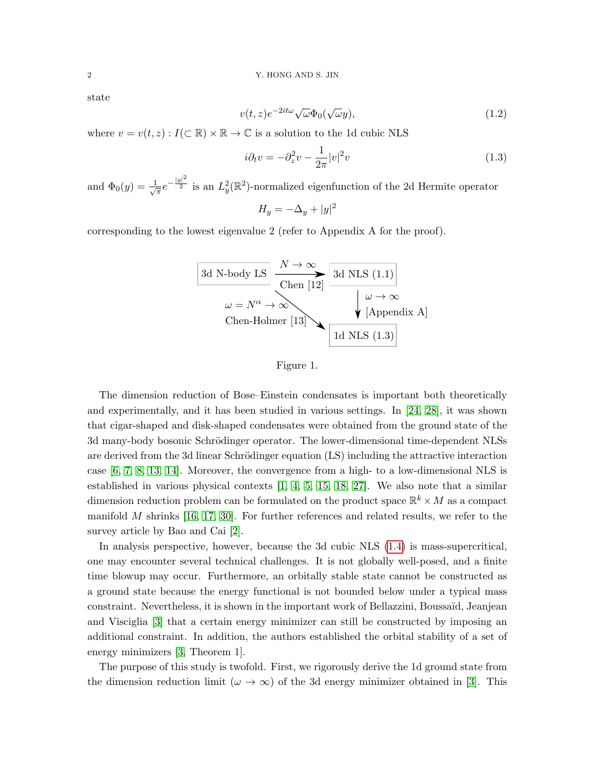state

$$v(t,z)e^{-2it\omega}\sqrt{\omega}\Phi_0(\sqrt{\omega}y), \tag{1.2}$$

where $v = v(t,z) : I(\subset \mathbb{R}) \times \mathbb{R} \to \mathbb{C}$ is a solution to the 1d cubic NLS

$$i\partial_t v = -\partial_z^2 v - \frac{1}{2\pi}|v|^2 v \tag{1.3}$$

and $\Phi_0(y) = \frac{1}{\sqrt{\pi}}e^{-\frac{|y|^2}{2}}$ is an $L_y^2(\mathbb{R}^2)$-normalized eigenfunction of the 2d Hermite operator

$$H_y = -\Delta_y + |y|^2$$

corresponding to the lowest eigenvalue 2 (refer to Appendix A for the proof).

3d N-body LS $\xrightarrow[\text{Chen [12]}]{N \to \infty}$ 3d NLS (1.1)

3d NLS (1.1) $\xrightarrow[\text{[Appendix A]}]{\omega \to \infty}$ 1d NLS (1.3)

3d N-body LS $\xrightarrow[\text{Chen-Holmer [13]}]{\omega = N^\alpha \to \infty}$ 1d NLS (1.3)

Figure 1.

The dimension reduction of Bose–Einstein condensates is important both theoretically and experimentally, and it has been studied in various settings. In [24, 28], it was shown that cigar-shaped and disk-shaped condensates were obtained from the ground state of the 3d many-body bosonic Schrödinger operator. The lower-dimensional time-dependent NLSs are derived from the 3d linear Schrödinger equation (LS) including the attractive interaction case [6, 7, 8, 13, 14]. Moreover, the convergence from a high- to a low-dimensional NLS is established in various physical contexts [1, 4, 5, 15, 18, 27]. We also note that a similar dimension reduction problem can be formulated on the product space $\mathbb{R}^k \times M$ as a compact manifold $M$ shrinks [16, 17, 30]. For further references and related results, we refer to the survey article by Bao and Cai [2].

In analysis perspective, however, because the 3d cubic NLS (1.4) is mass-supercritical, one may encounter several technical challenges. It is not globally well-posed, and a finite time blowup may occur. Furthermore, an orbitally stable state cannot be constructed as a ground state because the energy functional is not bounded below under a typical mass constraint. Nevertheless, it is shown in the important work of Bellazzini, Boussaïd, Jeanjean and Visciglia [3] that a certain energy minimizer can still be constructed by imposing an additional constraint. In addition, the authors established the orbital stability of a set of energy minimizers [3, Theorem 1].

The purpose of this study is twofold. First, we rigorously derive the 1d ground state from the dimension reduction limit ($\omega \to \infty$) of the 3d energy minimizer obtained in [3]. This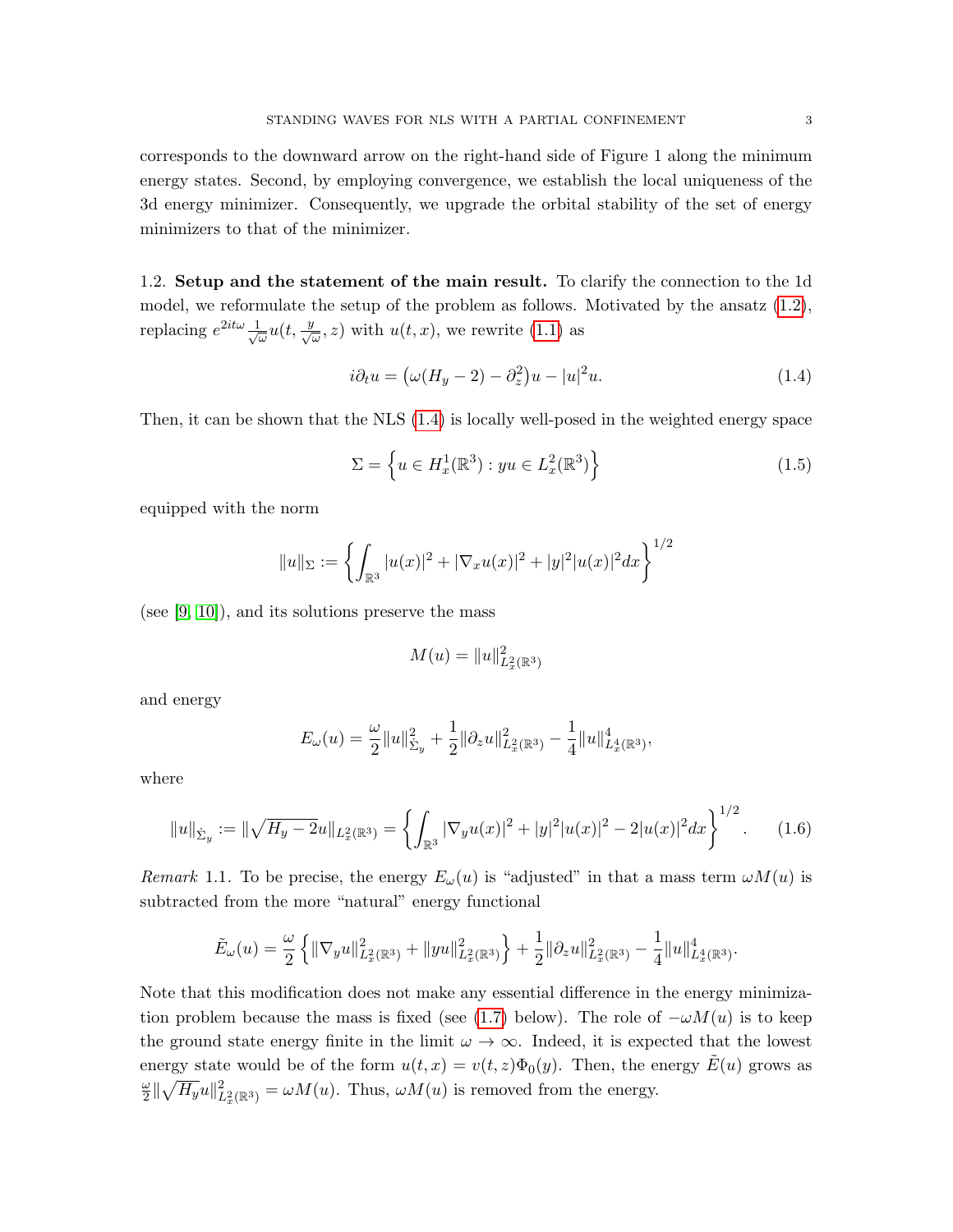corresponds to the downward arrow on the right-hand side of Figure 1 along the minimum energy states. Second, by employing convergence, we establish the local uniqueness of the 3d energy minimizer. Consequently, we upgrade the orbital stability of the set of energy minimizers to that of the minimizer.

**1.2. Setup and the statement of the main result.** To clarify the connection to the 1d model, we reformulate the setup of the problem as follows. Motivated by the ansatz (1.2), replacing $e^{2it\omega}\frac{1}{\sqrt{\omega}}u(t,\frac{y}{\sqrt{\omega}},z)$ with $u(t,x)$, we rewrite (1.1) as

$$i\partial_t u = \big(\omega(H_y-2)-\partial_z^2\big)u - |u|^2u. \tag{1.4}$$

Then, it can be shown that the NLS (1.4) is locally well-posed in the weighted energy space

$$\Sigma = \Big\{u\in H_x^1(\mathbb{R}^3) : yu\in L_x^2(\mathbb{R}^3)\Big\} \tag{1.5}$$

equipped with the norm

$$\|u\|_\Sigma := \left\{\int_{\mathbb{R}^3}|u(x)|^2+|\nabla_x u(x)|^2+|y|^2|u(x)|^2dx\right\}^{1/2}$$

(see [9, 10]), and its solutions preserve the mass

$$M(u)=\|u\|_{L_x^2(\mathbb{R}^3)}^2$$

and energy

$$E_\omega(u)=\frac{\omega}{2}\|u\|_{\dot{\Sigma}_y}^2+\frac{1}{2}\|\partial_z u\|_{L_x^2(\mathbb{R}^3)}^2-\frac{1}{4}\|u\|_{L_x^4(\mathbb{R}^3)}^4,$$

where

$$\|u\|_{\dot{\Sigma}_y} := \|\sqrt{H_y-2}\,u\|_{L_x^2(\mathbb{R}^3)} = \left\{\int_{\mathbb{R}^3}|\nabla_y u(x)|^2+|y|^2|u(x)|^2-2|u(x)|^2dx\right\}^{1/2}. \tag{1.6}$$

*Remark* 1.1. To be precise, the energy $E_\omega(u)$ is "adjusted" in that a mass term $\omega M(u)$ is subtracted from the more "natural" energy functional

$$\tilde{E}_\omega(u)=\frac{\omega}{2}\left\{\|\nabla_y u\|_{L_x^2(\mathbb{R}^3)}^2+\|yu\|_{L_x^2(\mathbb{R}^3)}^2\right\}+\frac{1}{2}\|\partial_z u\|_{L_x^2(\mathbb{R}^3)}^2-\frac{1}{4}\|u\|_{L_x^4(\mathbb{R}^3)}^4.$$

Note that this modification does not make any essential difference in the energy minimization problem because the mass is fixed (see (1.7) below). The role of $-\omega M(u)$ is to keep the ground state energy finite in the limit $\omega\to\infty$. Indeed, it is expected that the lowest energy state would be of the form $u(t,x)=v(t,z)\Phi_0(y)$. Then, the energy $\tilde{E}(u)$ grows as $\frac{\omega}{2}\|\sqrt{H_y}u\|_{L_x^2(\mathbb{R}^3)}^2=\omega M(u)$. Thus, $\omega M(u)$ is removed from the energy.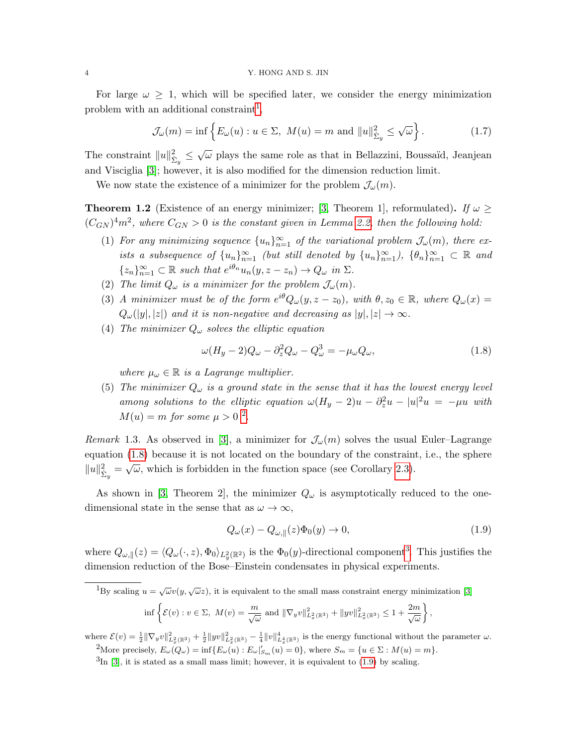For large $\omega \geq 1$, which will be specified later, we consider the energy minimization problem with an additional constraint[1],

$$\mathcal{J}_\omega(m) = \inf\left\{ E_\omega(u) : u \in \Sigma,\ M(u) = m \text{ and } \|u\|_{\Sigma_y}^2 \leq \sqrt{\omega} \right\}. \tag{1.7}$$

The constraint $\|u\|_{\Sigma_y}^2 \leq \sqrt{\omega}$ plays the same role as that in Bellazzini, Boussaïd, Jeanjean and Visciglia [3]; however, it is also modified for the dimension reduction limit.

We now state the existence of a minimizer for the problem $\mathcal{J}_\omega(m)$.

**Theorem 1.2** (Existence of an energy minimizer; [3, Theorem 1], reformulated)**.** *If $\omega \geq (C_{GN})^4 m^2$, where $C_{GN} > 0$ is the constant given in Lemma 2.2, then the following hold:*

1. *For any minimizing sequence $\{u_n\}_{n=1}^\infty$ of the variational problem $\mathcal{J}_\omega(m)$, there exists a subsequence of $\{u_n\}_{n=1}^\infty$ (but still denoted by $\{u_n\}_{n=1}^\infty$), $\{\theta_n\}_{n=1}^\infty \subset \mathbb{R}$ and $\{z_n\}_{n=1}^\infty \subset \mathbb{R}$ such that $e^{i\theta_n} u_n(y, z - z_n) \to Q_\omega$ in $\Sigma$.*
2. *The limit $Q_\omega$ is a minimizer for the problem $\mathcal{J}_\omega(m)$.*
3. *A minimizer must be of the form $e^{i\theta} Q_\omega(y, z - z_0)$, with $\theta, z_0 \in \mathbb{R}$, where $Q_\omega(x) = Q_\omega(|y|, |z|)$ and it is non-negative and decreasing as $|y|, |z| \to \infty$.*
4. *The minimizer $Q_\omega$ solves the elliptic equation*
$$\omega(H_y - 2)Q_\omega - \partial_z^2 Q_\omega - Q_\omega^3 = -\mu_\omega Q_\omega, \tag{1.8}$$
*where $\mu_\omega \in \mathbb{R}$ is a Lagrange multiplier.*
5. *The minimizer $Q_\omega$ is a ground state in the sense that it has the lowest energy level among solutions to the elliptic equation $\omega(H_y - 2)u - \partial_z^2 u - |u|^2 u = -\mu u$ with $M(u) = m$ for some $\mu > 0$ [2].*

*Remark* 1.3. As observed in [3], a minimizer for $\mathcal{J}_\omega(m)$ solves the usual Euler–Lagrange equation (1.8) because it is not located on the boundary of the constraint, i.e., the sphere $\|u\|_{\Sigma_y}^2 = \sqrt{\omega}$, which is forbidden in the function space (see Corollary 2.3).

As shown in [3, Theorem 2], the minimizer $Q_\omega$ is asymptotically reduced to the one-dimensional state in the sense that as $\omega \to \infty$,

$$Q_\omega(x) - Q_{\omega,\parallel}(z)\Phi_0(y) \to 0, \tag{1.9}$$

where $Q_{\omega,\parallel}(z) = \langle Q_\omega(\cdot, z), \Phi_0 \rangle_{L_y^2(\mathbb{R}^2)}$ is the $\Phi_0(y)$-directional component[3]. This justifies the dimension reduction of the Bose–Einstein condensates in physical experiments.

---

[1] By scaling $u = \sqrt{\omega} v(y, \sqrt{\omega} z)$, it is equivalent to the small mass constraint energy minimization [3]

$$\inf\left\{ \mathcal{E}(v) : v \in \Sigma,\ M(v) = \frac{m}{\sqrt{\omega}} \text{ and } \|\nabla_y v\|_{L_x^2(\mathbb{R}^3)}^2 + \|yv\|_{L_x^2(\mathbb{R}^3)}^2 \leq 1 + \frac{2m}{\sqrt{\omega}} \right\},$$

where $\mathcal{E}(v) = \frac{1}{2}\|\nabla_y v\|_{L_x^2(\mathbb{R}^3)}^2 + \frac{1}{2}\|yv\|_{L_x^2(\mathbb{R}^3)}^2 - \frac{1}{4}\|v\|_{L_x^4(\mathbb{R}^3)}^4$ is the energy functional without the parameter $\omega$.

[2] More precisely, $E_\omega(Q_\omega) = \inf\{E_\omega(u) : E_\omega|_{S_m}'(u) = 0\}$, where $S_m = \{u \in \Sigma : M(u) = m\}$.

[3] In [3], it is stated as a small mass limit; however, it is equivalent to (1.9) by scaling.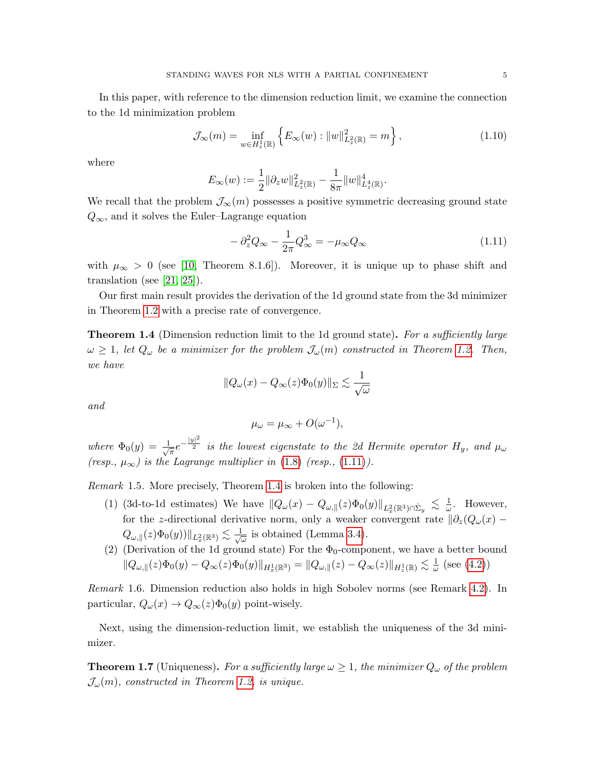In this paper, with reference to the dimension reduction limit, we examine the connection to the 1d minimization problem

$$\mathcal{J}_\infty(m) = \inf_{w \in H_z^1(\mathbb{R})} \left\{ E_\infty(w) : \|w\|_{L_z^2(\mathbb{R})}^2 = m \right\}, \tag{1.10}$$

where

$$E_\infty(w) := \frac{1}{2}\|\partial_z w\|_{L_z^2(\mathbb{R})}^2 - \frac{1}{8\pi}\|w\|_{L_z^4(\mathbb{R})}^4.$$

We recall that the problem $\mathcal{J}_\infty(m)$ possesses a positive symmetric decreasing ground state $Q_\infty$, and it solves the Euler–Lagrange equation

$$-\partial_z^2 Q_\infty - \frac{1}{2\pi} Q_\infty^3 = -\mu_\infty Q_\infty \tag{1.11}$$

with $\mu_\infty > 0$ (see [10, Theorem 8.1.6]). Moreover, it is unique up to phase shift and translation (see [21, 25]).

Our first main result provides the derivation of the 1d ground state from the 3d minimizer in Theorem 1.2 with a precise rate of convergence.

**Theorem 1.4** (Dimension reduction limit to the 1d ground state)**.** *For a sufficiently large $\omega \geq 1$, let $Q_\omega$ be a minimizer for the problem $\mathcal{J}_\omega(m)$ constructed in Theorem 1.2. Then, we have*

$$\|Q_\omega(x) - Q_\infty(z)\Phi_0(y)\|_\Sigma \lesssim \frac{1}{\sqrt{\omega}}$$

*and*

$$\mu_\omega = \mu_\infty + O(\omega^{-1}),$$

*where $\Phi_0(y) = \frac{1}{\sqrt{\pi}} e^{-\frac{|y|^2}{2}}$ is the lowest eigenstate to the 2d Hermite operator $H_y$, and $\mu_\omega$ (resp., $\mu_\infty$) is the Lagrange multiplier in (1.8) (resp., (1.11)).*

*Remark* 1.5. More precisely, Theorem 1.4 is broken into the following:

1. (3d-to-1d estimates) We have $\|Q_\omega(x) - Q_{\omega,\parallel}(z)\Phi_0(y)\|_{L_x^2(\mathbb{R}^3)\cap\dot{\Sigma}_y} \lesssim \frac{1}{\omega}$. However, for the $z$-directional derivative norm, only a weaker convergent rate $\|\partial_z(Q_\omega(x) - Q_{\omega,\parallel}(z)\Phi_0(y))\|_{L_x^2(\mathbb{R}^3)} \lesssim \frac{1}{\sqrt{\omega}}$ is obtained (Lemma 3.4).
2. (Derivation of the 1d ground state) For the $\Phi_0$-component, we have a better bound $\|Q_{\omega,\parallel}(z)\Phi_0(y) - Q_\infty(z)\Phi_0(y)\|_{H_x^1(\mathbb{R}^3)} = \|Q_{\omega,\parallel}(z) - Q_\infty(z)\|_{H_z^1(\mathbb{R})} \lesssim \frac{1}{\omega}$ (see (4.2))

*Remark* 1.6. Dimension reduction also holds in high Sobolev norms (see Remark 4.2). In particular, $Q_\omega(x) \to Q_\infty(z)\Phi_0(y)$ point-wisely.

Next, using the dimension-reduction limit, we establish the uniqueness of the 3d minimizer.

**Theorem 1.7** (Uniqueness)**.** *For a sufficiently large $\omega \geq 1$, the minimizer $Q_\omega$ of the problem $\mathcal{J}_\omega(m)$, constructed in Theorem 1.2, is unique.*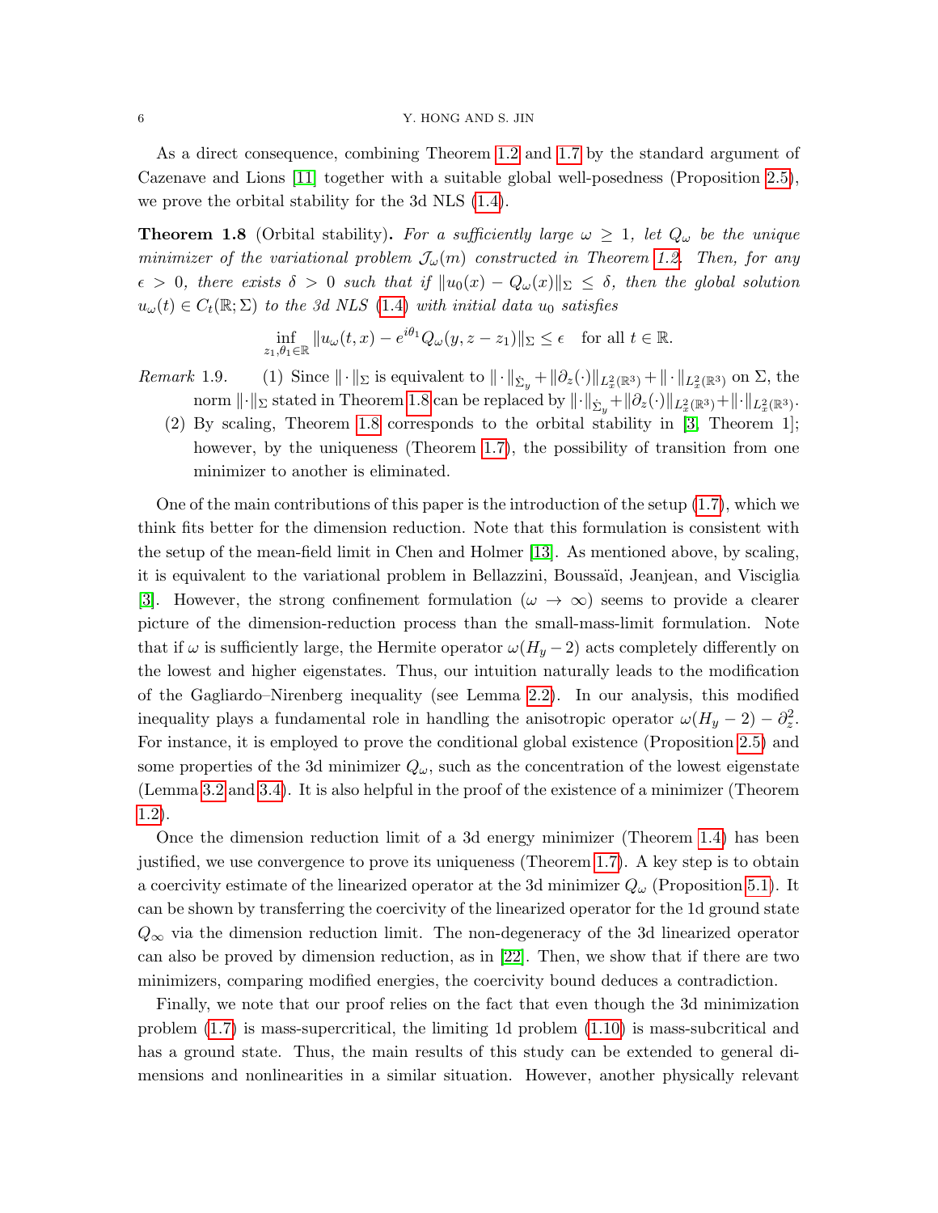As a direct consequence, combining Theorem 1.2 and 1.7 by the standard argument of Cazenave and Lions [11] together with a suitable global well-posedness (Proposition 2.5), we prove the orbital stability for the 3d NLS (1.4).

**Theorem 1.8** (Orbital stability). *For a sufficiently large $\omega \geq 1$, let $Q_\omega$ be the unique minimizer of the variational problem $\mathcal{J}_\omega(m)$ constructed in Theorem 1.2. Then, for any $\epsilon > 0$, there exists $\delta > 0$ such that if $\|u_0(x) - Q_\omega(x)\|_\Sigma \leq \delta$, then the global solution $u_\omega(t) \in C_t(\mathbb{R}; \Sigma)$ to the 3d NLS (1.4) with initial data $u_0$ satisfies*

$$\inf_{z_1, \theta_1 \in \mathbb{R}} \|u_\omega(t,x) - e^{i\theta_1} Q_\omega(y, z - z_1)\|_\Sigma \leq \epsilon \quad \text{for all } t \in \mathbb{R}.$$

*Remark* 1.9.
1. Since $\|\cdot\|_\Sigma$ is equivalent to $\|\cdot\|_{\dot{\Sigma}_y} + \|\partial_z(\cdot)\|_{L^2_x(\mathbb{R}^3)} + \|\cdot\|_{L^2_x(\mathbb{R}^3)}$ on $\Sigma$, the norm $\|\cdot\|_\Sigma$ stated in Theorem 1.8 can be replaced by $\|\cdot\|_{\dot{\Sigma}_y} + \|\partial_z(\cdot)\|_{L^2_x(\mathbb{R}^3)} + \|\cdot\|_{L^2_x(\mathbb{R}^3)}$.
2. By scaling, Theorem 1.8 corresponds to the orbital stability in [3, Theorem 1]; however, by the uniqueness (Theorem 1.7), the possibility of transition from one minimizer to another is eliminated.

One of the main contributions of this paper is the introduction of the setup (1.7), which we think fits better for the dimension reduction. Note that this formulation is consistent with the setup of the mean-field limit in Chen and Holmer [13]. As mentioned above, by scaling, it is equivalent to the variational problem in Bellazzini, Boussaïd, Jeanjean, and Visciglia [3]. However, the strong confinement formulation ($\omega \to \infty$) seems to provide a clearer picture of the dimension-reduction process than the small-mass-limit formulation. Note that if $\omega$ is sufficiently large, the Hermite operator $\omega(H_y - 2)$ acts completely differently on the lowest and higher eigenstates. Thus, our intuition naturally leads to the modification of the Gagliardo–Nirenberg inequality (see Lemma 2.2). In our analysis, this modified inequality plays a fundamental role in handling the anisotropic operator $\omega(H_y - 2) - \partial_z^2$. For instance, it is employed to prove the conditional global existence (Proposition 2.5) and some properties of the 3d minimizer $Q_\omega$, such as the concentration of the lowest eigenstate (Lemma 3.2 and 3.4). It is also helpful in the proof of the existence of a minimizer (Theorem 1.2).

Once the dimension reduction limit of a 3d energy minimizer (Theorem 1.4) has been justified, we use convergence to prove its uniqueness (Theorem 1.7). A key step is to obtain a coercivity estimate of the linearized operator at the 3d minimizer $Q_\omega$ (Proposition 5.1). It can be shown by transferring the coercivity of the linearized operator for the 1d ground state $Q_\infty$ via the dimension reduction limit. The non-degeneracy of the 3d linearized operator can also be proved by dimension reduction, as in [22]. Then, we show that if there are two minimizers, comparing modified energies, the coercivity bound deduces a contradiction.

Finally, we note that our proof relies on the fact that even though the 3d minimization problem (1.7) is mass-supercritical, the limiting 1d problem (1.10) is mass-subcritical and has a ground state. Thus, the main results of this study can be extended to general dimensions and nonlinearities in a similar situation. However, another physically relevant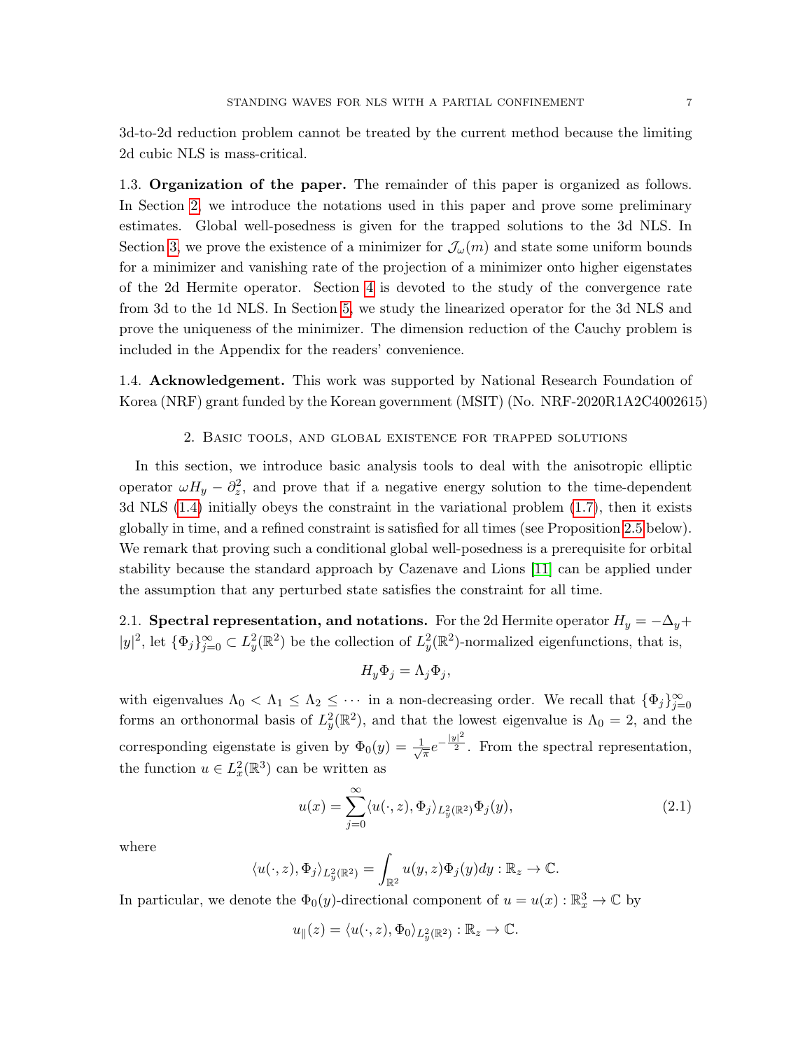3d-to-2d reduction problem cannot be treated by the current method because the limiting 2d cubic NLS is mass-critical.

1.3. **Organization of the paper.** The remainder of this paper is organized as follows. In Section 2, we introduce the notations used in this paper and prove some preliminary estimates. Global well-posedness is given for the trapped solutions to the 3d NLS. In Section 3, we prove the existence of a minimizer for $\mathcal{J}_\omega(m)$ and state some uniform bounds for a minimizer and vanishing rate of the projection of a minimizer onto higher eigenstates of the 2d Hermite operator. Section 4 is devoted to the study of the convergence rate from 3d to the 1d NLS. In Section 5, we study the linearized operator for the 3d NLS and prove the uniqueness of the minimizer. The dimension reduction of the Cauchy problem is included in the Appendix for the readers' convenience.

1.4. **Acknowledgement.** This work was supported by National Research Foundation of Korea (NRF) grant funded by the Korean government (MSIT) (No. NRF-2020R1A2C4002615)

## 2. Basic tools, and global existence for trapped solutions

In this section, we introduce basic analysis tools to deal with the anisotropic elliptic operator $\omega H_y - \partial_z^2$, and prove that if a negative energy solution to the time-dependent 3d NLS (1.4) initially obeys the constraint in the variational problem (1.7), then it exists globally in time, and a refined constraint is satisfied for all times (see Proposition 2.5 below). We remark that proving such a conditional global well-posedness is a prerequisite for orbital stability because the standard approach by Cazenave and Lions [11] can be applied under the assumption that any perturbed state satisfies the constraint for all time.

2.1. **Spectral representation, and notations.** For the 2d Hermite operator $H_y = -\Delta_y + |y|^2$, let $\{\Phi_j\}_{j=0}^\infty \subset L_y^2(\mathbb{R}^2)$ be the collection of $L_y^2(\mathbb{R}^2)$-normalized eigenfunctions, that is,

$$H_y \Phi_j = \Lambda_j \Phi_j,$$

with eigenvalues $\Lambda_0 < \Lambda_1 \leq \Lambda_2 \leq \cdots$ in a non-decreasing order. We recall that $\{\Phi_j\}_{j=0}^\infty$ forms an orthonormal basis of $L_y^2(\mathbb{R}^2)$, and that the lowest eigenvalue is $\Lambda_0 = 2$, and the corresponding eigenstate is given by $\Phi_0(y) = \frac{1}{\sqrt{\pi}} e^{-\frac{|y|^2}{2}}$. From the spectral representation, the function $u \in L_x^2(\mathbb{R}^3)$ can be written as

$$u(x) = \sum_{j=0}^\infty \langle u(\cdot, z), \Phi_j \rangle_{L_y^2(\mathbb{R}^2)} \Phi_j(y), \tag{2.1}$$

where

$$\langle u(\cdot, z), \Phi_j \rangle_{L_y^2(\mathbb{R}^2)} = \int_{\mathbb{R}^2} u(y, z) \Phi_j(y) dy : \mathbb{R}_z \to \mathbb{C}.$$

In particular, we denote the $\Phi_0(y)$-directional component of $u = u(x) : \mathbb{R}_x^3 \to \mathbb{C}$ by

$$u_\parallel(z) = \langle u(\cdot, z), \Phi_0 \rangle_{L_y^2(\mathbb{R}^2)} : \mathbb{R}_z \to \mathbb{C}.$$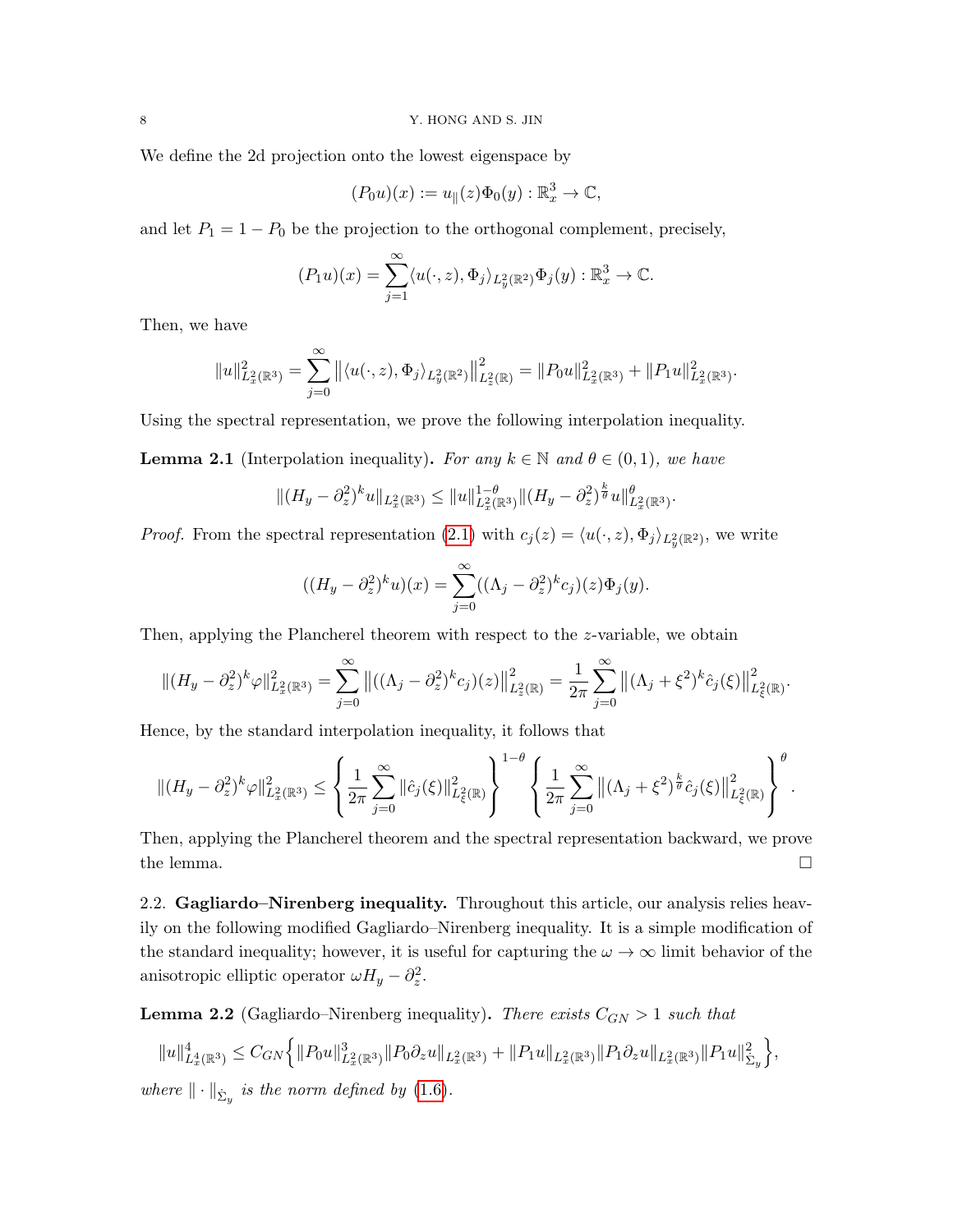We define the 2d projection onto the lowest eigenspace by

$$(P_0 u)(x) := u_{\parallel}(z)\Phi_0(y) : \mathbb{R}^3_x \to \mathbb{C},$$

and let $P_1 = 1 - P_0$ be the projection to the orthogonal complement, precisely,

$$(P_1 u)(x) = \sum_{j=1}^{\infty} \langle u(\cdot, z), \Phi_j \rangle_{L^2_y(\mathbb{R}^2)} \Phi_j(y) : \mathbb{R}^3_x \to \mathbb{C}.$$

Then, we have

$$\|u\|^2_{L^2_x(\mathbb{R}^3)} = \sum_{j=0}^{\infty} \big\| \langle u(\cdot, z), \Phi_j \rangle_{L^2_y(\mathbb{R}^2)} \big\|^2_{L^2_z(\mathbb{R})} = \|P_0 u\|^2_{L^2_x(\mathbb{R}^3)} + \|P_1 u\|^2_{L^2_x(\mathbb{R}^3)}.$$

Using the spectral representation, we prove the following interpolation inequality.

**Lemma 2.1** (Interpolation inequality). *For any $k \in \mathbb{N}$ and $\theta \in (0, 1)$, we have*

$$\|(H_y - \partial_z^2)^k u\|_{L^2_x(\mathbb{R}^3)} \le \|u\|^{1-\theta}_{L^2_x(\mathbb{R}^3)} \|(H_y - \partial_z^2)^{\frac{k}{\theta}} u\|^{\theta}_{L^2_x(\mathbb{R}^3)}.$$

*Proof.* From the spectral representation (2.1) with $c_j(z) = \langle u(\cdot, z), \Phi_j \rangle_{L^2_y(\mathbb{R}^2)}$, we write

$$((H_y - \partial_z^2)^k u)(x) = \sum_{j=0}^{\infty} ((\Lambda_j - \partial_z^2)^k c_j)(z) \Phi_j(y).$$

Then, applying the Plancherel theorem with respect to the $z$-variable, we obtain

$$\|(H_y - \partial_z^2)^k \varphi\|^2_{L^2_x(\mathbb{R}^3)} = \sum_{j=0}^{\infty} \big\| ((\Lambda_j - \partial_z^2)^k c_j)(z) \big\|^2_{L^2_z(\mathbb{R})} = \frac{1}{2\pi} \sum_{j=0}^{\infty} \big\| (\Lambda_j + \xi^2)^k \hat{c}_j(\xi) \big\|^2_{L^2_\xi(\mathbb{R})}.$$

Hence, by the standard interpolation inequality, it follows that

$$\|(H_y - \partial_z^2)^k \varphi\|^2_{L^2_x(\mathbb{R}^3)} \le \left\{ \frac{1}{2\pi} \sum_{j=0}^{\infty} \|\hat{c}_j(\xi)\|^2_{L^2_\xi(\mathbb{R})} \right\}^{1-\theta} \left\{ \frac{1}{2\pi} \sum_{j=0}^{\infty} \big\| (\Lambda_j + \xi^2)^{\frac{k}{\theta}} \hat{c}_j(\xi) \big\|^2_{L^2_\xi(\mathbb{R})} \right\}^{\theta}.$$

Then, applying the Plancherel theorem and the spectral representation backward, we prove the lemma. $\square$

2.2. **Gagliardo–Nirenberg inequality.** Throughout this article, our analysis relies heavily on the following modified Gagliardo–Nirenberg inequality. It is a simple modification of the standard inequality; however, it is useful for capturing the $\omega \to \infty$ limit behavior of the anisotropic elliptic operator $\omega H_y - \partial_z^2$.

**Lemma 2.2** (Gagliardo–Nirenberg inequality). *There exists $C_{GN} > 1$ such that*

$$\|u\|^4_{L^4_x(\mathbb{R}^3)} \le C_{GN} \Big\{ \|P_0 u\|^3_{L^2_x(\mathbb{R}^3)} \|P_0 \partial_z u\|_{L^2_x(\mathbb{R}^3)} + \|P_1 u\|_{L^2_x(\mathbb{R}^3)} \|P_1 \partial_z u\|_{L^2_x(\mathbb{R}^3)} \|P_1 u\|^2_{\dot{\Sigma}_y} \Big\},$$

*where $\|\cdot\|_{\dot{\Sigma}_y}$ is the norm defined by (1.6).*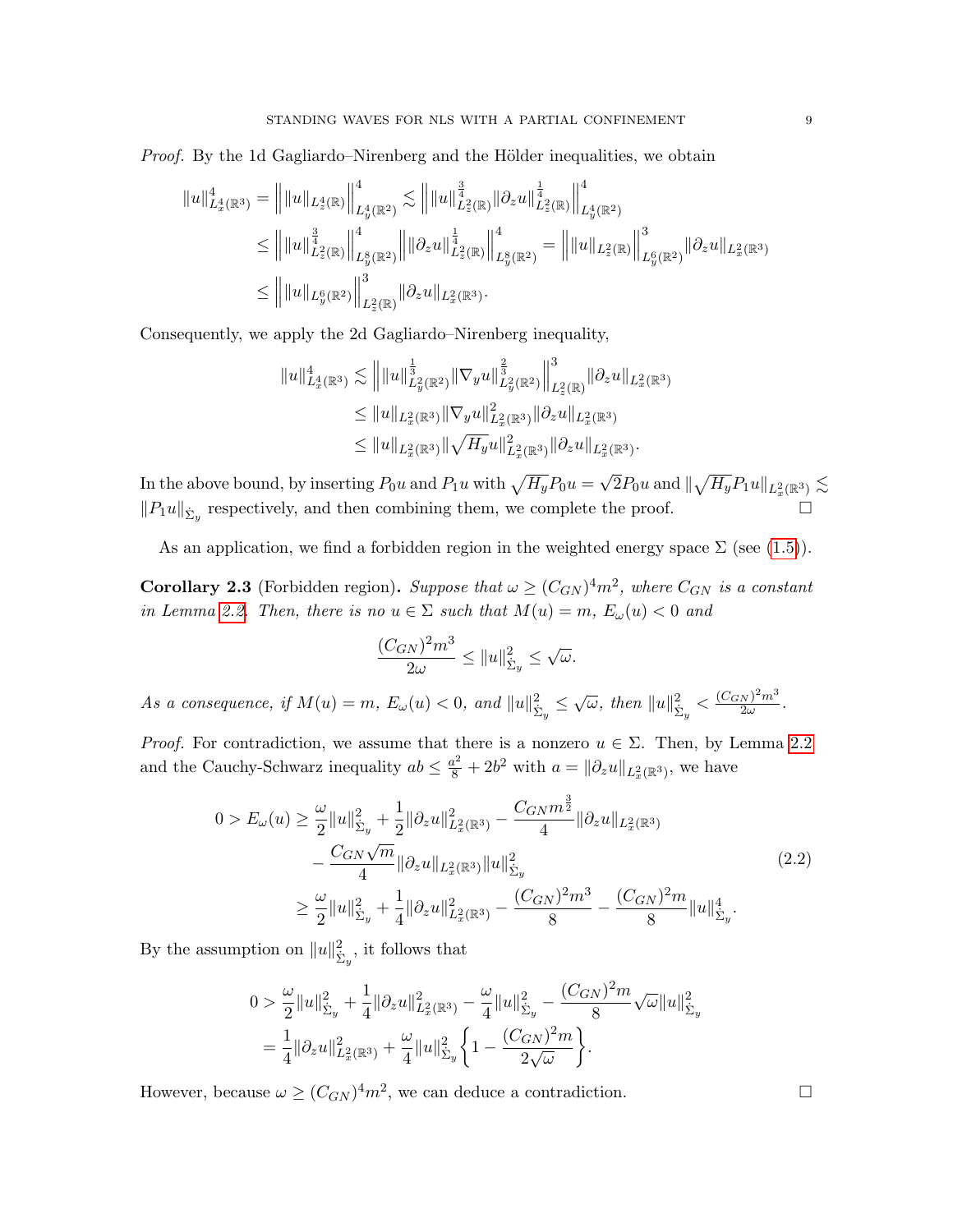*Proof.* By the 1d Gagliardo–Nirenberg and the Hölder inequalities, we obtain

$$
\begin{aligned}
\|u\|_{L_x^4(\mathbb{R}^3)}^4 &= \Big\| \|u\|_{L_z^4(\mathbb{R})} \Big\|_{L_y^4(\mathbb{R}^2)}^4 \lesssim \Big\| \|u\|_{L_z^2(\mathbb{R})}^{\frac{3}{4}} \|\partial_z u\|_{L_z^2(\mathbb{R})}^{\frac{1}{4}} \Big\|_{L_y^4(\mathbb{R}^2)}^4 \\
&\le \Big\| \|u\|_{L_z^2(\mathbb{R})}^{\frac{3}{4}} \Big\|_{L_y^8(\mathbb{R}^2)}^4 \Big\| \|\partial_z u\|_{L_z^2(\mathbb{R})}^{\frac{1}{4}} \Big\|_{L_y^8(\mathbb{R}^2)}^4 = \Big\| \|u\|_{L_z^2(\mathbb{R})} \Big\|_{L_y^6(\mathbb{R}^2)}^3 \|\partial_z u\|_{L_x^2(\mathbb{R}^3)} \\
&\le \Big\| \|u\|_{L_y^6(\mathbb{R}^2)} \Big\|_{L_z^2(\mathbb{R})}^3 \|\partial_z u\|_{L_x^2(\mathbb{R}^3)}.
\end{aligned}
$$

Consequently, we apply the 2d Gagliardo–Nirenberg inequality,

$$
\begin{aligned}
\|u\|_{L_x^4(\mathbb{R}^3)}^4 &\lesssim \Big\| \|u\|_{L_y^2(\mathbb{R}^2)}^{\frac{1}{3}} \|\nabla_y u\|_{L_y^2(\mathbb{R}^2)}^{\frac{2}{3}} \Big\|_{L_z^2(\mathbb{R})}^3 \|\partial_z u\|_{L_x^2(\mathbb{R}^3)} \\
&\le \|u\|_{L_x^2(\mathbb{R}^3)} \|\nabla_y u\|_{L_x^2(\mathbb{R}^3)}^2 \|\partial_z u\|_{L_x^2(\mathbb{R}^3)} \\
&\le \|u\|_{L_x^2(\mathbb{R}^3)} \|\sqrt{H_y} u\|_{L_x^2(\mathbb{R}^3)}^2 \|\partial_z u\|_{L_x^2(\mathbb{R}^3)}.
\end{aligned}
$$

In the above bound, by inserting $P_0 u$ and $P_1 u$ with $\sqrt{H_y} P_0 u = \sqrt{2} P_0 u$ and $\|\sqrt{H_y} P_1 u\|_{L_x^2(\mathbb{R}^3)} \lesssim \|P_1 u\|_{\dot{\Sigma}_y}$ respectively, and then combining them, we complete the proof. $\square$

As an application, we find a forbidden region in the weighted energy space $\Sigma$ (see (1.5)).

**Corollary 2.3** (Forbidden region)**.** *Suppose that $\omega \ge (C_{GN})^4 m^2$, where $C_{GN}$ is a constant in Lemma 2.2. Then, there is no $u \in \Sigma$ such that $M(u) = m$, $E_\omega(u) < 0$ and*

$$
\frac{(C_{GN})^2 m^3}{2\omega} \le \|u\|_{\dot{\Sigma}_y}^2 \le \sqrt{\omega}.
$$

*As a consequence, if $M(u) = m$, $E_\omega(u) < 0$, and $\|u\|_{\dot{\Sigma}_y}^2 \le \sqrt{\omega}$, then $\|u\|_{\dot{\Sigma}_y}^2 < \frac{(C_{GN})^2 m^3}{2\omega}$.*

*Proof.* For contradiction, we assume that there is a nonzero $u \in \Sigma$. Then, by Lemma 2.2 and the Cauchy-Schwarz inequality $ab \le \frac{a^2}{8} + 2b^2$ with $a = \|\partial_z u\|_{L_x^2(\mathbb{R}^3)}$, we have

$$
\begin{aligned}
0 > E_\omega(u) &\ge \frac{\omega}{2} \|u\|_{\dot{\Sigma}_y}^2 + \frac{1}{2} \|\partial_z u\|_{L_x^2(\mathbb{R}^3)}^2 - \frac{C_{GN} m^{\frac{3}{2}}}{4} \|\partial_z u\|_{L_x^2(\mathbb{R}^3)} \\
&\quad - \frac{C_{GN} \sqrt{m}}{4} \|\partial_z u\|_{L_x^2(\mathbb{R}^3)} \|u\|_{\dot{\Sigma}_y}^2 \\
&\ge \frac{\omega}{2} \|u\|_{\dot{\Sigma}_y}^2 + \frac{1}{4} \|\partial_z u\|_{L_x^2(\mathbb{R}^3)}^2 - \frac{(C_{GN})^2 m^3}{8} - \frac{(C_{GN})^2 m}{8} \|u\|_{\dot{\Sigma}_y}^4.
\end{aligned}
\tag{2.2}
$$

By the assumption on $\|u\|_{\dot{\Sigma}_y}^2$, it follows that

$$
\begin{aligned}
0 &> \frac{\omega}{2} \|u\|_{\dot{\Sigma}_y}^2 + \frac{1}{4} \|\partial_z u\|_{L_x^2(\mathbb{R}^3)}^2 - \frac{\omega}{4} \|u\|_{\dot{\Sigma}_y}^2 - \frac{(C_{GN})^2 m}{8} \sqrt{\omega} \|u\|_{\dot{\Sigma}_y}^2 \\
&= \frac{1}{4} \|\partial_z u\|_{L_x^2(\mathbb{R}^3)}^2 + \frac{\omega}{4} \|u\|_{\dot{\Sigma}_y}^2 \left\{ 1 - \frac{(C_{GN})^2 m}{2\sqrt{\omega}} \right\}.
\end{aligned}
$$

However, because $\omega \ge (C_{GN})^4 m^2$, we can deduce a contradiction. $\square$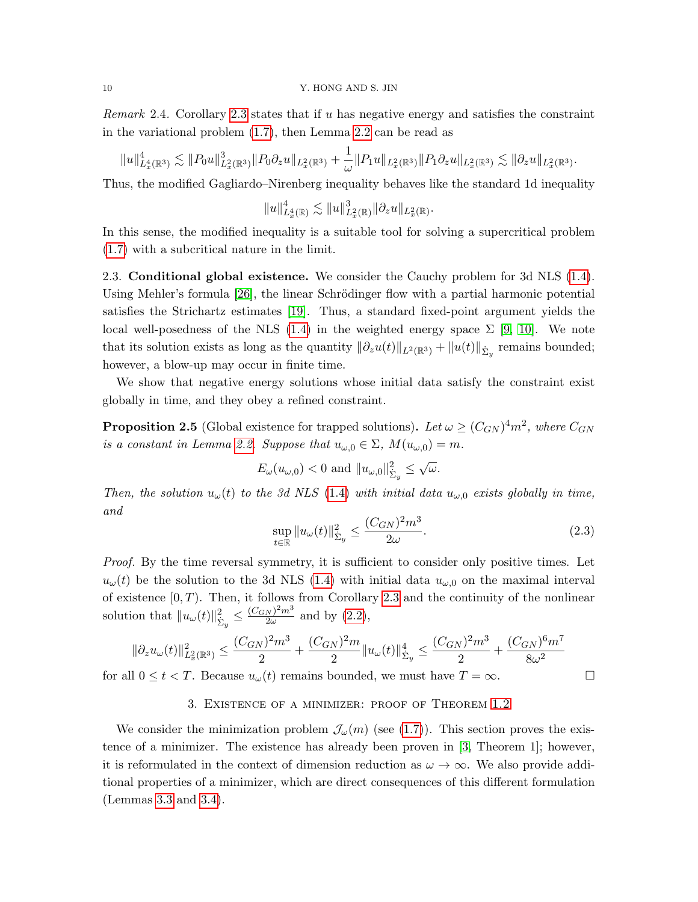*Remark* 2.4. Corollary 2.3 states that if $u$ has negative energy and satisfies the constraint in the variational problem (1.7), then Lemma 2.2 can be read as

$$\|u\|_{L_x^4(\mathbb{R}^3)}^4 \lesssim \|P_0 u\|_{L_x^2(\mathbb{R}^3)}^3 \|P_0 \partial_z u\|_{L_x^2(\mathbb{R}^3)} + \frac{1}{\omega}\|P_1 u\|_{L_x^2(\mathbb{R}^3)} \|P_1 \partial_z u\|_{L_x^2(\mathbb{R}^3)} \lesssim \|\partial_z u\|_{L_x^2(\mathbb{R}^3)}.$$

Thus, the modified Gagliardo–Nirenberg inequality behaves like the standard 1d inequality

$$\|u\|_{L_x^4(\mathbb{R})}^4 \lesssim \|u\|_{L_x^2(\mathbb{R})}^3 \|\partial_z u\|_{L_x^2(\mathbb{R})}.$$

In this sense, the modified inequality is a suitable tool for solving a supercritical problem (1.7) with a subcritical nature in the limit.

2.3. **Conditional global existence.** We consider the Cauchy problem for 3d NLS (1.4). Using Mehler's formula [26], the linear Schrödinger flow with a partial harmonic potential satisfies the Strichartz estimates [19]. Thus, a standard fixed-point argument yields the local well-posedness of the NLS (1.4) in the weighted energy space $\Sigma$ [9, 10]. We note that its solution exists as long as the quantity $\|\partial_z u(t)\|_{L^2(\mathbb{R}^3)} + \|u(t)\|_{\dot{\Sigma}_y}$ remains bounded; however, a blow-up may occur in finite time.

We show that negative energy solutions whose initial data satisfy the constraint exist globally in time, and they obey a refined constraint.

**Proposition 2.5** (Global existence for trapped solutions)**.** *Let $\omega \geq (C_{GN})^4 m^2$, where $C_{GN}$ is a constant in Lemma 2.2. Suppose that $u_{\omega,0} \in \Sigma$, $M(u_{\omega,0}) = m$.*

$$E_\omega(u_{\omega,0}) < 0 \text{ and } \|u_{\omega,0}\|_{\dot{\Sigma}_y}^2 \leq \sqrt{\omega}.$$

*Then, the solution $u_\omega(t)$ to the 3d NLS (1.4) with initial data $u_{\omega,0}$ exists globally in time, and*

$$\sup_{t\in\mathbb{R}} \|u_\omega(t)\|_{\dot{\Sigma}_y}^2 \leq \frac{(C_{GN})^2 m^3}{2\omega}. \tag{2.3}$$

*Proof.* By the time reversal symmetry, it is sufficient to consider only positive times. Let $u_\omega(t)$ be the solution to the 3d NLS (1.4) with initial data $u_{\omega,0}$ on the maximal interval of existence $[0, T)$. Then, it follows from Corollary 2.3 and the continuity of the nonlinear solution that $\|u_\omega(t)\|_{\dot{\Sigma}_y}^2 \leq \frac{(C_{GN})^2 m^3}{2\omega}$ and by (2.2),

$$\|\partial_z u_\omega(t)\|_{L_x^2(\mathbb{R}^3)}^2 \leq \frac{(C_{GN})^2 m^3}{2} + \frac{(C_{GN})^2 m}{2}\|u_\omega(t)\|_{\dot{\Sigma}_y}^4 \leq \frac{(C_{GN})^2 m^3}{2} + \frac{(C_{GN})^6 m^7}{8\omega^2}$$

for all $0 \leq t < T$. Because $u_\omega(t)$ remains bounded, we must have $T = \infty$. $\square$

## 3. Existence of a minimizer: proof of Theorem 1.2

We consider the minimization problem $\mathcal{J}_\omega(m)$ (see (1.7)). This section proves the existence of a minimizer. The existence has already been proven in [3, Theorem 1]; however, it is reformulated in the context of dimension reduction as $\omega \to \infty$. We also provide additional properties of a minimizer, which are direct consequences of this different formulation (Lemmas 3.3 and 3.4).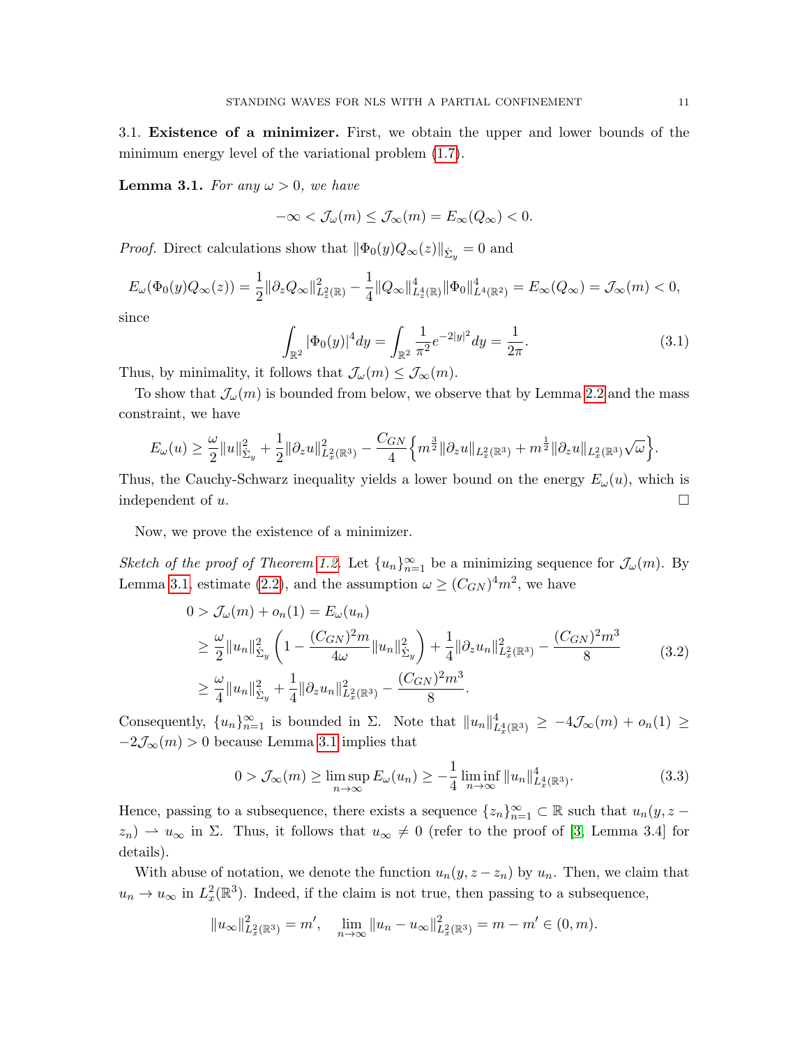3.1. **Existence of a minimizer.** First, we obtain the upper and lower bounds of the minimum energy level of the variational problem (1.7).

**Lemma 3.1.** *For any $\omega > 0$, we have*

$$-\infty < \mathcal{J}_\omega(m) \le \mathcal{J}_\infty(m) = E_\infty(Q_\infty) < 0.$$

*Proof.* Direct calculations show that $\|\Phi_0(y)Q_\infty(z)\|_{\dot{\Sigma}_y} = 0$ and

$$E_\omega(\Phi_0(y)Q_\infty(z)) = \frac{1}{2}\|\partial_z Q_\infty\|^2_{L^2_z(\mathbb{R})} - \frac{1}{4}\|Q_\infty\|^4_{L^4_z(\mathbb{R})}\|\Phi_0\|^4_{L^4(\mathbb{R}^2)} = E_\infty(Q_\infty) = \mathcal{J}_\infty(m) < 0,$$

since

$$\int_{\mathbb{R}^2} |\Phi_0(y)|^4 dy = \int_{\mathbb{R}^2} \frac{1}{\pi^2} e^{-2|y|^2} dy = \frac{1}{2\pi}. \tag{3.1}$$

Thus, by minimality, it follows that $\mathcal{J}_\omega(m) \le \mathcal{J}_\infty(m)$.

To show that $\mathcal{J}_\omega(m)$ is bounded from below, we observe that by Lemma 2.2 and the mass constraint, we have

$$E_\omega(u) \ge \frac{\omega}{2}\|u\|^2_{\dot{\Sigma}_y} + \frac{1}{2}\|\partial_z u\|^2_{L^2_x(\mathbb{R}^3)} - \frac{C_{GN}}{4}\Big\{ m^{\frac{3}{2}}\|\partial_z u\|_{L^2_x(\mathbb{R}^3)} + m^{\frac{1}{2}}\|\partial_z u\|_{L^2_x(\mathbb{R}^3)}\sqrt{\omega}\Big\}.$$

Thus, the Cauchy-Schwarz inequality yields a lower bound on the energy $E_\omega(u)$, which is independent of $u$. $\square$

Now, we prove the existence of a minimizer.

*Sketch of the proof of Theorem 1.2.* Let $\{u_n\}_{n=1}^\infty$ be a minimizing sequence for $\mathcal{J}_\omega(m)$. By Lemma 3.1, estimate (2.2), and the assumption $\omega \ge (C_{GN})^4 m^2$, we have

$$\begin{aligned}
0 > \mathcal{J}_\omega(m) + o_n(1) &= E_\omega(u_n) \\
&\ge \frac{\omega}{2}\|u_n\|^2_{\dot{\Sigma}_y}\left(1 - \frac{(C_{GN})^2 m}{4\omega}\|u_n\|^2_{\dot{\Sigma}_y}\right) + \frac{1}{4}\|\partial_z u_n\|^2_{L^2_x(\mathbb{R}^3)} - \frac{(C_{GN})^2 m^3}{8} \\
&\ge \frac{\omega}{4}\|u_n\|^2_{\dot{\Sigma}_y} + \frac{1}{4}\|\partial_z u_n\|^2_{L^2_x(\mathbb{R}^3)} - \frac{(C_{GN})^2 m^3}{8}.
\end{aligned} \tag{3.2}$$

Consequently, $\{u_n\}_{n=1}^\infty$ is bounded in $\Sigma$. Note that $\|u_n\|^4_{L^4_x(\mathbb{R}^3)} \ge -4\mathcal{J}_\infty(m) + o_n(1) \ge -2\mathcal{J}_\infty(m) > 0$ because Lemma 3.1 implies that

$$0 > \mathcal{J}_\infty(m) \ge \limsup_{n\to\infty} E_\omega(u_n) \ge -\frac{1}{4}\liminf_{n\to\infty}\|u_n\|^4_{L^4_x(\mathbb{R}^3)}. \tag{3.3}$$

Hence, passing to a subsequence, there exists a sequence $\{z_n\}_{n=1}^\infty \subset \mathbb{R}$ such that $u_n(y, z - z_n) \rightharpoonup u_\infty$ in $\Sigma$. Thus, it follows that $u_\infty \ne 0$ (refer to the proof of [3, Lemma 3.4] for details).

With abuse of notation, we denote the function $u_n(y, z - z_n)$ by $u_n$. Then, we claim that $u_n \to u_\infty$ in $L^2_x(\mathbb{R}^3)$. Indeed, if the claim is not true, then passing to a subsequence,

$$\|u_\infty\|^2_{L^2_x(\mathbb{R}^3)} = m', \quad \lim_{n\to\infty}\|u_n - u_\infty\|^2_{L^2_x(\mathbb{R}^3)} = m - m' \in (0, m).$$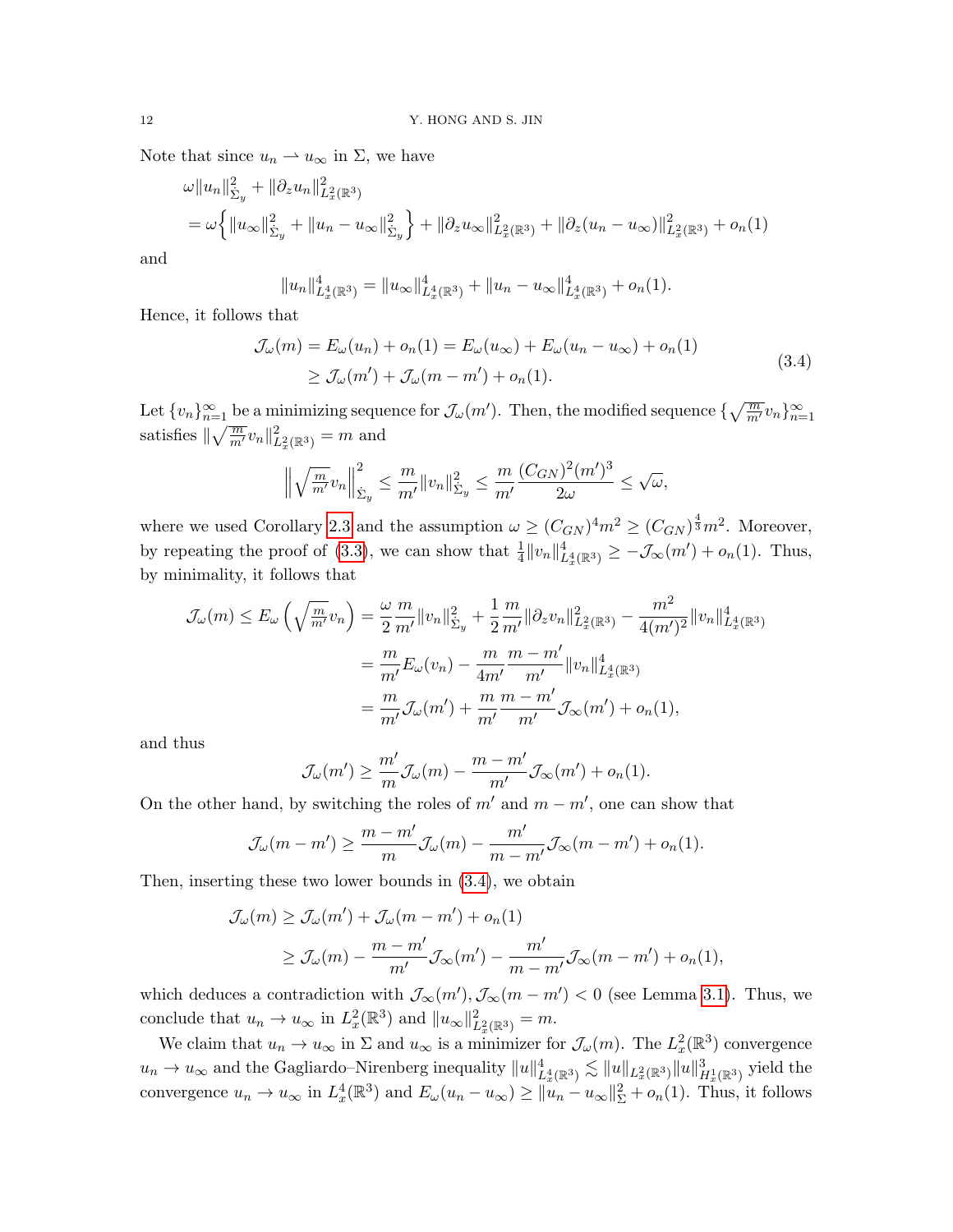Note that since $u_n \rightharpoonup u_\infty$ in $\Sigma$, we have

$$
\begin{aligned}
&\omega\|u_n\|_{\dot{\Sigma}_y}^2 + \|\partial_z u_n\|_{L_x^2(\mathbb{R}^3)}^2 \\
&= \omega\Big\{\|u_\infty\|_{\dot{\Sigma}_y}^2 + \|u_n - u_\infty\|_{\dot{\Sigma}_y}^2\Big\} + \|\partial_z u_\infty\|_{L_x^2(\mathbb{R}^3)}^2 + \|\partial_z(u_n - u_\infty)\|_{L_x^2(\mathbb{R}^3)}^2 + o_n(1)
\end{aligned}
$$

and

$$
\|u_n\|_{L_x^4(\mathbb{R}^3)}^4 = \|u_\infty\|_{L_x^4(\mathbb{R}^3)}^4 + \|u_n - u_\infty\|_{L_x^4(\mathbb{R}^3)}^4 + o_n(1).
$$

Hence, it follows that

$$
\begin{aligned}
\mathcal{J}_\omega(m) = E_\omega(u_n) + o_n(1) &= E_\omega(u_\infty) + E_\omega(u_n - u_\infty) + o_n(1) \\
&\geq \mathcal{J}_\omega(m') + \mathcal{J}_\omega(m - m') + o_n(1).
\end{aligned} \tag{3.4}
$$

Let $\{v_n\}_{n=1}^\infty$ be a minimizing sequence for $\mathcal{J}_\omega(m')$. Then, the modified sequence $\{\sqrt{\tfrac{m}{m'}}v_n\}_{n=1}^\infty$ satisfies $\|\sqrt{\tfrac{m}{m'}}v_n\|_{L_x^2(\mathbb{R}^3)}^2 = m$ and

$$
\Big\|\sqrt{\tfrac{m}{m'}}v_n\Big\|_{\dot{\Sigma}_y}^2 \leq \frac{m}{m'}\|v_n\|_{\dot{\Sigma}_y}^2 \leq \frac{m}{m'}\frac{(C_{GN})^2(m')^3}{2\omega} \leq \sqrt{\omega},
$$

where we used Corollary 2.3 and the assumption $\omega \geq (C_{GN})^4 m^2 \geq (C_{GN})^{\frac{4}{3}} m^2$. Moreover, by repeating the proof of (3.3), we can show that $\frac{1}{4}\|v_n\|_{L_x^4(\mathbb{R}^3)}^4 \geq -\mathcal{J}_\infty(m') + o_n(1)$. Thus, by minimality, it follows that

$$
\begin{aligned}
\mathcal{J}_\omega(m) \leq E_\omega\Big(\sqrt{\tfrac{m}{m'}}v_n\Big) &= \frac{\omega}{2}\frac{m}{m'}\|v_n\|_{\dot{\Sigma}_y}^2 + \frac{1}{2}\frac{m}{m'}\|\partial_z v_n\|_{L_x^2(\mathbb{R}^3)}^2 - \frac{m^2}{4(m')^2}\|v_n\|_{L_x^4(\mathbb{R}^3)}^4 \\
&= \frac{m}{m'}E_\omega(v_n) - \frac{m}{4m'}\frac{m - m'}{m'}\|v_n\|_{L_x^4(\mathbb{R}^3)}^4 \\
&= \frac{m}{m'}\mathcal{J}_\omega(m') + \frac{m}{m'}\frac{m - m'}{m'}\mathcal{J}_\infty(m') + o_n(1),
\end{aligned}
$$

and thus

$$
\mathcal{J}_\omega(m') \geq \frac{m'}{m}\mathcal{J}_\omega(m) - \frac{m - m'}{m'}\mathcal{J}_\infty(m') + o_n(1).
$$

On the other hand, by switching the roles of $m'$ and $m - m'$, one can show that

$$
\mathcal{J}_\omega(m - m') \geq \frac{m - m'}{m}\mathcal{J}_\omega(m) - \frac{m'}{m - m'}\mathcal{J}_\infty(m - m') + o_n(1).
$$

Then, inserting these two lower bounds in (3.4), we obtain

$$
\begin{aligned}
\mathcal{J}_\omega(m) &\geq \mathcal{J}_\omega(m') + \mathcal{J}_\omega(m - m') + o_n(1) \\
&\geq \mathcal{J}_\omega(m) - \frac{m - m'}{m'}\mathcal{J}_\infty(m') - \frac{m'}{m - m'}\mathcal{J}_\infty(m - m') + o_n(1),
\end{aligned}
$$

which deduces a contradiction with $\mathcal{J}_\infty(m'), \mathcal{J}_\infty(m - m') < 0$ (see Lemma 3.1). Thus, we conclude that $u_n \to u_\infty$ in $L_x^2(\mathbb{R}^3)$ and $\|u_\infty\|_{L_x^2(\mathbb{R}^3)}^2 = m$.

We claim that $u_n \to u_\infty$ in $\Sigma$ and $u_\infty$ is a minimizer for $\mathcal{J}_\omega(m)$. The $L_x^2(\mathbb{R}^3)$ convergence $u_n \to u_\infty$ and the Gagliardo–Nirenberg inequality $\|u\|_{L_x^4(\mathbb{R}^3)}^4 \lesssim \|u\|_{L_x^2(\mathbb{R}^3)}\|u\|_{H_x^1(\mathbb{R}^3)}^3$ yield the convergence $u_n \to u_\infty$ in $L_x^4(\mathbb{R}^3)$ and $E_\omega(u_n - u_\infty) \geq \|u_n - u_\infty\|_{\Sigma}^2 + o_n(1)$. Thus, it follows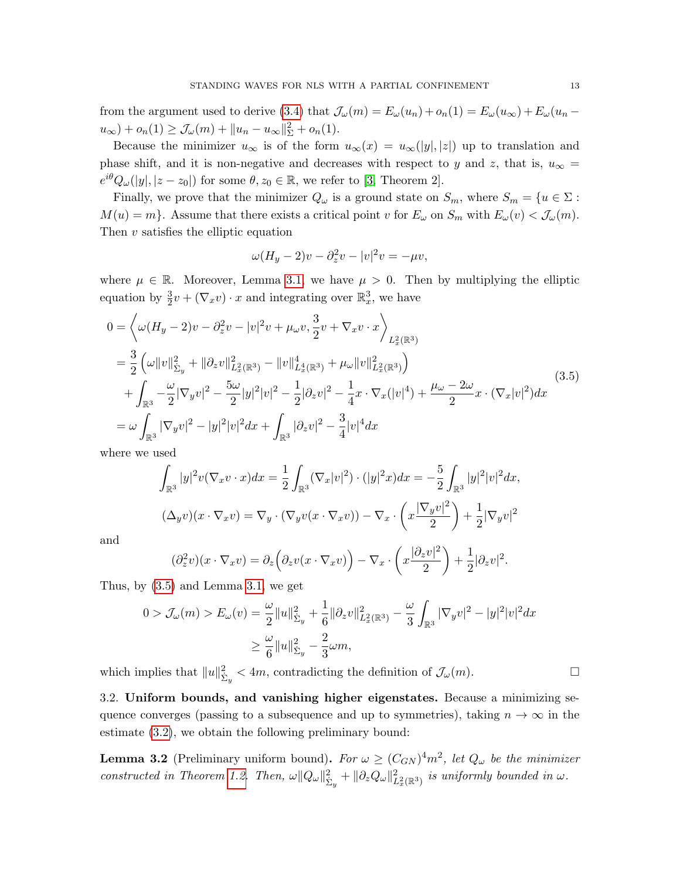from the argument used to derive (3.4) that $\mathcal{J}_\omega(m) = E_\omega(u_n) + o_n(1) = E_\omega(u_\infty) + E_\omega(u_n - u_\infty) + o_n(1) \geq \mathcal{J}_\omega(m) + \|u_n - u_\infty\|_\Sigma^2 + o_n(1)$.

Because the minimizer $u_\infty$ is of the form $u_\infty(x) = u_\infty(|y|, |z|)$ up to translation and phase shift, and it is non-negative and decreases with respect to $y$ and $z$, that is, $u_\infty = e^{i\theta} Q_\omega(|y|, |z - z_0|)$ for some $\theta, z_0 \in \mathbb{R}$, we refer to [3, Theorem 2].

Finally, we prove that the minimizer $Q_\omega$ is a ground state on $S_m$, where $S_m = \{u \in \Sigma : M(u) = m\}$. Assume that there exists a critical point $v$ for $E_\omega$ on $S_m$ with $E_\omega(v) < \mathcal{J}_\omega(m)$. Then $v$ satisfies the elliptic equation

$$\omega(H_y - 2)v - \partial_z^2 v - |v|^2 v = -\mu v,$$

where $\mu \in \mathbb{R}$. Moreover, Lemma 3.1, we have $\mu > 0$. Then by multiplying the elliptic equation by $\frac{3}{2}v + (\nabla_x v) \cdot x$ and integrating over $\mathbb{R}^3_x$, we have

$$\begin{aligned}
0 &= \left\langle \omega(H_y - 2)v - \partial_z^2 v - |v|^2 v + \mu_\omega v, \frac{3}{2}v + \nabla_x v \cdot x \right\rangle_{L^2_x(\mathbb{R}^3)} \\
&= \frac{3}{2}\left( \omega \|v\|_{\dot{\Sigma}_y}^2 + \|\partial_z v\|_{L^2_x(\mathbb{R}^3)}^2 - \|v\|_{L^4_x(\mathbb{R}^3)}^4 + \mu_\omega \|v\|_{L^2_x(\mathbb{R}^3)}^2 \right) \\
&\quad + \int_{\mathbb{R}^3} -\frac{\omega}{2}|\nabla_y v|^2 - \frac{5\omega}{2}|y|^2|v|^2 - \frac{1}{2}|\partial_z v|^2 - \frac{1}{4}x \cdot \nabla_x(|v|^4) + \frac{\mu_\omega - 2\omega}{2} x \cdot (\nabla_x |v|^2) dx \\
&= \omega \int_{\mathbb{R}^3} |\nabla_y v|^2 - |y|^2 |v|^2 dx + \int_{\mathbb{R}^3} |\partial_z v|^2 - \frac{3}{4}|v|^4 dx
\end{aligned} \tag{3.5}$$

where we used

$$\int_{\mathbb{R}^3} |y|^2 v (\nabla_x v \cdot x) dx = \frac{1}{2}\int_{\mathbb{R}^3} (\nabla_x |v|^2) \cdot (|y|^2 x) dx = -\frac{5}{2}\int_{\mathbb{R}^3} |y|^2 |v|^2 dx,$$

$$(\Delta_y v)(x \cdot \nabla_x v) = \nabla_y \cdot (\nabla_y v (x \cdot \nabla_x v)) - \nabla_x \cdot \left( x \frac{|\nabla_y v|^2}{2} \right) + \frac{1}{2}|\nabla_y v|^2$$

and

$$(\partial_z^2 v)(x \cdot \nabla_x v) = \partial_z \Big( \partial_z v (x \cdot \nabla_x v) \Big) - \nabla_x \cdot \left( x \frac{|\partial_z v|^2}{2} \right) + \frac{1}{2}|\partial_z v|^2.$$

Thus, by (3.5) and Lemma 3.1, we get

$$\begin{aligned}
0 > \mathcal{J}_\omega(m) > E_\omega(v) &= \frac{\omega}{2}\|u\|_{\dot{\Sigma}_y}^2 + \frac{1}{6}\|\partial_z v\|_{L^2_x(\mathbb{R}^3)}^2 - \frac{\omega}{3}\int_{\mathbb{R}^3} |\nabla_y v|^2 - |y|^2|v|^2 dx \\
&\geq \frac{\omega}{6}\|u\|_{\dot{\Sigma}_y}^2 - \frac{2}{3}\omega m,
\end{aligned}$$

which implies that $\|u\|_{\dot{\Sigma}_y}^2 < 4m$, contradicting the definition of $\mathcal{J}_\omega(m)$. $\square$

3.2. **Uniform bounds, and vanishing higher eigenstates.** Because a minimizing sequence converges (passing to a subsequence and up to symmetries), taking $n \to \infty$ in the estimate (3.2), we obtain the following preliminary bound:

**Lemma 3.2** (Preliminary uniform bound)**.** *For $\omega \geq (C_{GN})^4 m^2$, let $Q_\omega$ be the minimizer constructed in Theorem 1.2. Then, $\omega\|Q_\omega\|_{\dot{\Sigma}_y}^2 + \|\partial_z Q_\omega\|_{L^2_x(\mathbb{R}^3)}^2$ is uniformly bounded in $\omega$.*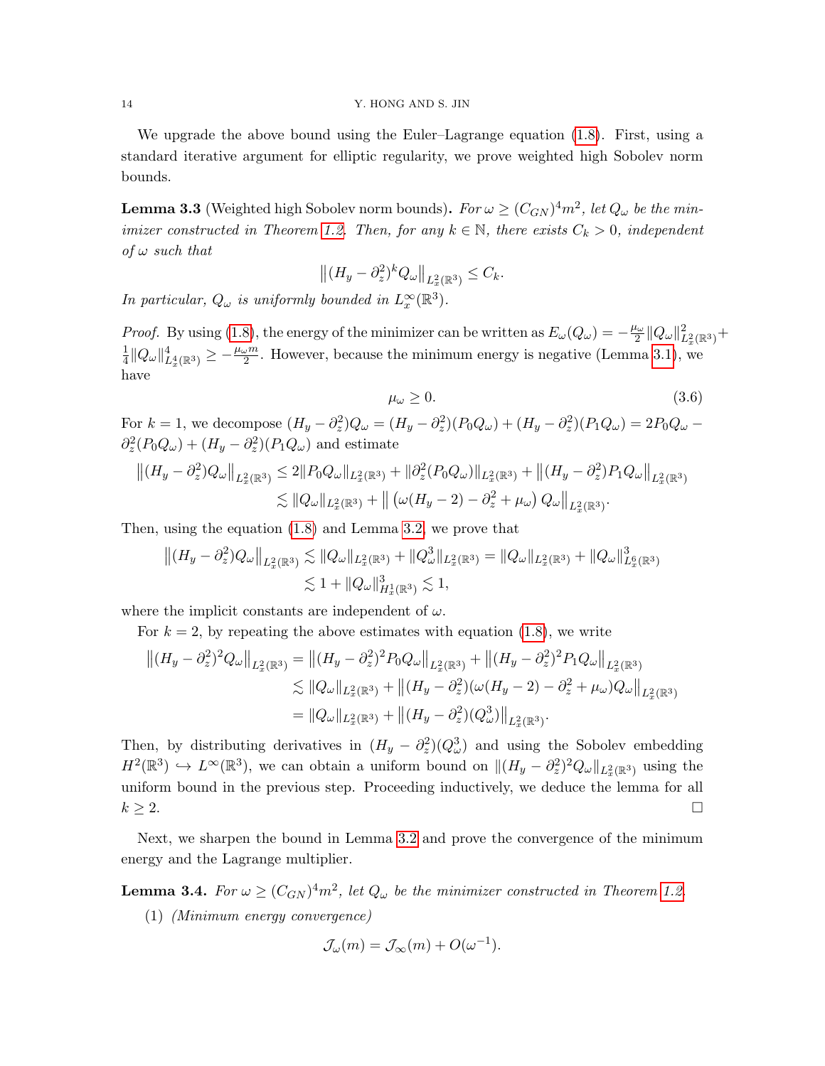We upgrade the above bound using the Euler–Lagrange equation (1.8). First, using a standard iterative argument for elliptic regularity, we prove weighted high Sobolev norm bounds.

**Lemma 3.3** (Weighted high Sobolev norm bounds)**.** *For $\omega \geq (C_{GN})^4 m^2$, let $Q_\omega$ be the minimizer constructed in Theorem 1.2. Then, for any $k \in \mathbb{N}$, there exists $C_k > 0$, independent of $\omega$ such that*

$$\left\|(H_y - \partial_z^2)^k Q_\omega\right\|_{L_x^2(\mathbb{R}^3)} \leq C_k.$$

*In particular, $Q_\omega$ is uniformly bounded in $L_x^\infty(\mathbb{R}^3)$.*

*Proof.* By using (1.8), the energy of the minimizer can be written as $E_\omega(Q_\omega) = -\frac{\mu_\omega}{2}\|Q_\omega\|_{L_x^2(\mathbb{R}^3)}^2 + \frac{1}{4}\|Q_\omega\|_{L_x^4(\mathbb{R}^3)}^4 \geq -\frac{\mu_\omega m}{2}$. However, because the minimum energy is negative (Lemma 3.1), we have

$$\mu_\omega \geq 0. \tag{3.6}$$

For $k = 1$, we decompose $(H_y - \partial_z^2)Q_\omega = (H_y - \partial_z^2)(P_0 Q_\omega) + (H_y - \partial_z^2)(P_1 Q_\omega) = 2P_0 Q_\omega - \partial_z^2(P_0 Q_\omega) + (H_y - \partial_z^2)(P_1 Q_\omega)$ and estimate

$$\begin{aligned}
\left\|(H_y - \partial_z^2)Q_\omega\right\|_{L_x^2(\mathbb{R}^3)} &\leq 2\|P_0 Q_\omega\|_{L_x^2(\mathbb{R}^3)} + \|\partial_z^2(P_0 Q_\omega)\|_{L_x^2(\mathbb{R}^3)} + \left\|(H_y - \partial_z^2)P_1 Q_\omega\right\|_{L_x^2(\mathbb{R}^3)} \\
&\lesssim \|Q_\omega\|_{L_x^2(\mathbb{R}^3)} + \left\|\left(\omega(H_y - 2) - \partial_z^2 + \mu_\omega\right) Q_\omega\right\|_{L_x^2(\mathbb{R}^3)}.
\end{aligned}$$

Then, using the equation (1.8) and Lemma 3.2, we prove that

$$\begin{aligned}
\left\|(H_y - \partial_z^2)Q_\omega\right\|_{L_x^2(\mathbb{R}^3)} &\lesssim \|Q_\omega\|_{L_x^2(\mathbb{R}^3)} + \|Q_\omega^3\|_{L_x^2(\mathbb{R}^3)} = \|Q_\omega\|_{L_x^2(\mathbb{R}^3)} + \|Q_\omega\|_{L_x^6(\mathbb{R}^3)}^3 \\
&\lesssim 1 + \|Q_\omega\|_{H_x^1(\mathbb{R}^3)}^3 \lesssim 1,
\end{aligned}$$

where the implicit constants are independent of $\omega$.

For $k = 2$, by repeating the above estimates with equation (1.8), we write

$$\begin{aligned}
\left\|(H_y - \partial_z^2)^2 Q_\omega\right\|_{L_x^2(\mathbb{R}^3)} &= \left\|(H_y - \partial_z^2)^2 P_0 Q_\omega\right\|_{L_x^2(\mathbb{R}^3)} + \left\|(H_y - \partial_z^2)^2 P_1 Q_\omega\right\|_{L_x^2(\mathbb{R}^3)} \\
&\lesssim \|Q_\omega\|_{L_x^2(\mathbb{R}^3)} + \left\|(H_y - \partial_z^2)(\omega(H_y - 2) - \partial_z^2 + \mu_\omega)Q_\omega\right\|_{L_x^2(\mathbb{R}^3)} \\
&= \|Q_\omega\|_{L_x^2(\mathbb{R}^3)} + \left\|(H_y - \partial_z^2)(Q_\omega^3)\right\|_{L_x^2(\mathbb{R}^3)}.
\end{aligned}$$

Then, by distributing derivatives in $(H_y - \partial_z^2)(Q_\omega^3)$ and using the Sobolev embedding $H^2(\mathbb{R}^3) \hookrightarrow L^\infty(\mathbb{R}^3)$, we can obtain a uniform bound on $\|(H_y - \partial_z^2)^2 Q_\omega\|_{L_x^2(\mathbb{R}^3)}$ using the uniform bound in the previous step. Proceeding inductively, we deduce the lemma for all $k \geq 2$. $\square$

Next, we sharpen the bound in Lemma 3.2 and prove the convergence of the minimum energy and the Lagrange multiplier.

**Lemma 3.4.** *For $\omega \geq (C_{GN})^4 m^2$, let $Q_\omega$ be the minimizer constructed in Theorem 1.2.*

(1) *(Minimum energy convergence)*

$$\mathcal{J}_\omega(m) = \mathcal{J}_\infty(m) + O(\omega^{-1}).$$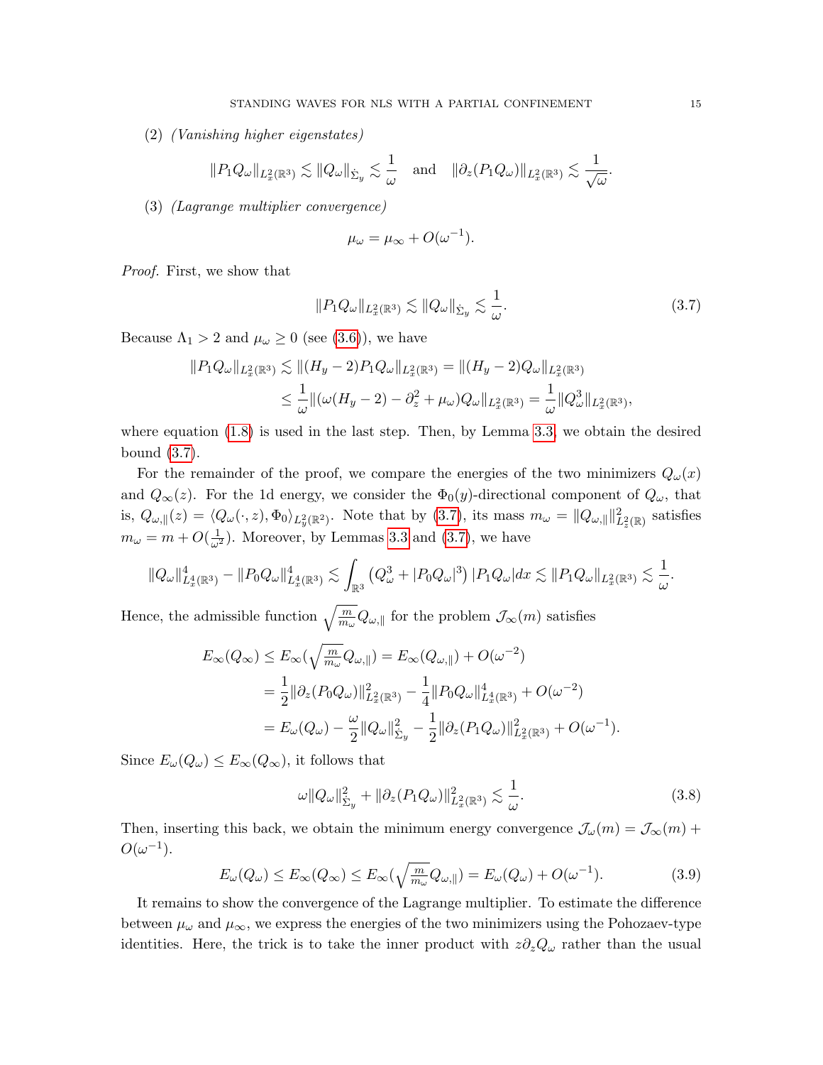(2) *(Vanishing higher eigenstates)*

$$\|P_1 Q_\omega\|_{L_x^2(\mathbb{R}^3)} \lesssim \|Q_\omega\|_{\dot{\Sigma}_y} \lesssim \frac{1}{\omega} \quad \text{and} \quad \|\partial_z (P_1 Q_\omega)\|_{L_x^2(\mathbb{R}^3)} \lesssim \frac{1}{\sqrt{\omega}}.$$

(3) *(Lagrange multiplier convergence)*

$$\mu_\omega = \mu_\infty + O(\omega^{-1}).$$

*Proof.* First, we show that

$$\|P_1 Q_\omega\|_{L_x^2(\mathbb{R}^3)} \lesssim \|Q_\omega\|_{\dot{\Sigma}_y} \lesssim \frac{1}{\omega}. \tag{3.7}$$

Because $\Lambda_1 > 2$ and $\mu_\omega \geq 0$ (see (3.6)), we have

$$\begin{aligned}
\|P_1 Q_\omega\|_{L_x^2(\mathbb{R}^3)} &\lesssim \|(H_y - 2) P_1 Q_\omega\|_{L_x^2(\mathbb{R}^3)} = \|(H_y - 2) Q_\omega\|_{L_x^2(\mathbb{R}^3)} \\
&\leq \frac{1}{\omega} \|(\omega(H_y - 2) - \partial_z^2 + \mu_\omega) Q_\omega\|_{L_x^2(\mathbb{R}^3)} = \frac{1}{\omega} \|Q_\omega^3\|_{L_x^2(\mathbb{R}^3)},
\end{aligned}$$

where equation (1.8) is used in the last step. Then, by Lemma 3.3, we obtain the desired bound (3.7).

For the remainder of the proof, we compare the energies of the two minimizers $Q_\omega(x)$ and $Q_\infty(z)$. For the 1d energy, we consider the $\Phi_0(y)$-directional component of $Q_\omega$, that is, $Q_{\omega,\parallel}(z) = \langle Q_\omega(\cdot, z), \Phi_0 \rangle_{L_y^2(\mathbb{R}^2)}$. Note that by (3.7), its mass $m_\omega = \|Q_{\omega,\parallel}\|_{L_z^2(\mathbb{R})}^2$ satisfies $m_\omega = m + O(\frac{1}{\omega^2})$. Moreover, by Lemmas 3.3 and (3.7), we have

$$\|Q_\omega\|_{L_x^4(\mathbb{R}^3)}^4 - \|P_0 Q_\omega\|_{L_x^4(\mathbb{R}^3)}^4 \lesssim \int_{\mathbb{R}^3} \left(Q_\omega^3 + |P_0 Q_\omega|^3\right) |P_1 Q_\omega| dx \lesssim \|P_1 Q_\omega\|_{L_x^2(\mathbb{R}^3)} \lesssim \frac{1}{\omega}.$$

Hence, the admissible function $\sqrt{\frac{m}{m_\omega}} Q_{\omega,\parallel}$ for the problem $\mathcal{J}_\infty(m)$ satisfies

$$\begin{aligned}
E_\infty(Q_\infty) &\leq E_\infty(\sqrt{\tfrac{m}{m_\omega}} Q_{\omega,\parallel}) = E_\infty(Q_{\omega,\parallel}) + O(\omega^{-2}) \\
&= \frac{1}{2} \|\partial_z (P_0 Q_\omega)\|_{L_x^2(\mathbb{R}^3)}^2 - \frac{1}{4} \|P_0 Q_\omega\|_{L_x^4(\mathbb{R}^3)}^4 + O(\omega^{-2}) \\
&= E_\omega(Q_\omega) - \frac{\omega}{2} \|Q_\omega\|_{\dot{\Sigma}_y}^2 - \frac{1}{2} \|\partial_z (P_1 Q_\omega)\|_{L_x^2(\mathbb{R}^3)}^2 + O(\omega^{-1}).
\end{aligned}$$

Since $E_\omega(Q_\omega) \leq E_\infty(Q_\infty)$, it follows that

$$\omega \|Q_\omega\|_{\dot{\Sigma}_y}^2 + \|\partial_z (P_1 Q_\omega)\|_{L_x^2(\mathbb{R}^3)}^2 \lesssim \frac{1}{\omega}. \tag{3.8}$$

Then, inserting this back, we obtain the minimum energy convergence $\mathcal{J}_\omega(m) = \mathcal{J}_\infty(m) + O(\omega^{-1})$.

$$E_\omega(Q_\omega) \leq E_\infty(Q_\infty) \leq E_\infty(\sqrt{\tfrac{m}{m_\omega}} Q_{\omega,\parallel}) = E_\omega(Q_\omega) + O(\omega^{-1}). \tag{3.9}$$

It remains to show the convergence of the Lagrange multiplier. To estimate the difference between $\mu_\omega$ and $\mu_\infty$, we express the energies of the two minimizers using the Pohozaev-type identities. Here, the trick is to take the inner product with $z\partial_z Q_\omega$ rather than the usual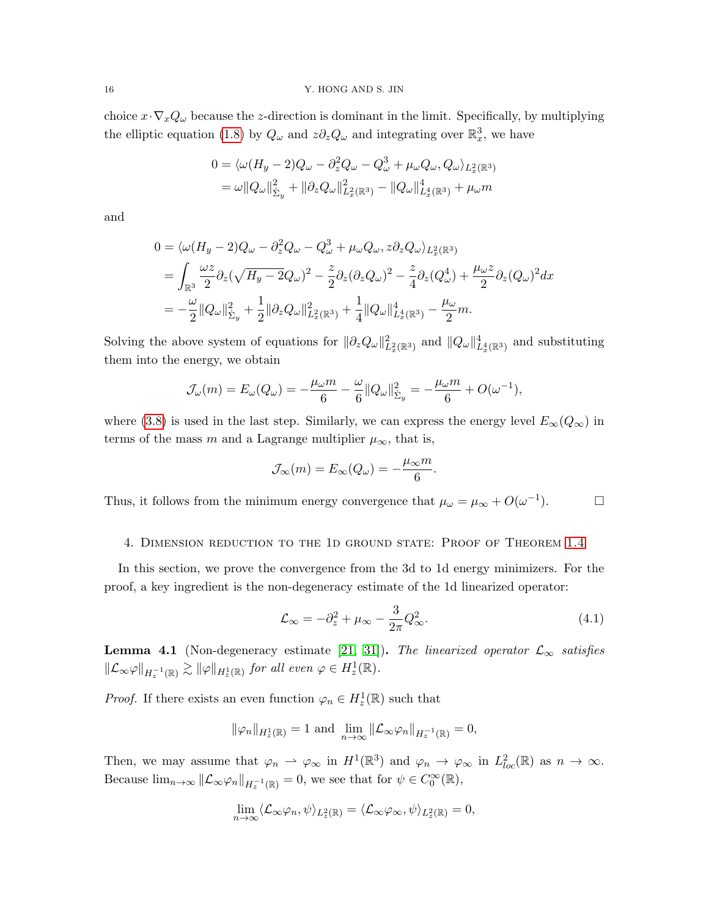choice $x\cdot\nabla_x Q_\omega$ because the $z$-direction is dominant in the limit. Specifically, by multiplying the elliptic equation (1.8) by $Q_\omega$ and $z\partial_z Q_\omega$ and integrating over $\mathbb{R}_x^3$, we have

$$
\begin{aligned}
0 &= \langle \omega(H_y-2)Q_\omega - \partial_z^2 Q_\omega - Q_\omega^3 + \mu_\omega Q_\omega, Q_\omega\rangle_{L_x^2(\mathbb{R}^3)}\\
&= \omega\|Q_\omega\|_{\dot{\Sigma}_y}^2 + \|\partial_z Q_\omega\|_{L_x^2(\mathbb{R}^3)}^2 - \|Q_\omega\|_{L_x^4(\mathbb{R}^3)}^4 + \mu_\omega m
\end{aligned}
$$

and

$$
\begin{aligned}
0 &= \langle \omega(H_y-2)Q_\omega - \partial_z^2 Q_\omega - Q_\omega^3 + \mu_\omega Q_\omega, z\partial_z Q_\omega\rangle_{L_x^2(\mathbb{R}^3)}\\
&= \int_{\mathbb{R}^3} \frac{\omega z}{2}\partial_z(\sqrt{H_y-2}Q_\omega)^2 - \frac{z}{2}\partial_z(\partial_z Q_\omega)^2 - \frac{z}{4}\partial_z(Q_\omega^4) + \frac{\mu_\omega z}{2}\partial_z(Q_\omega)^2 dx\\
&= -\frac{\omega}{2}\|Q_\omega\|_{\dot{\Sigma}_y}^2 + \frac{1}{2}\|\partial_z Q_\omega\|_{L_x^2(\mathbb{R}^3)}^2 + \frac{1}{4}\|Q_\omega\|_{L_x^4(\mathbb{R}^3)}^4 - \frac{\mu_\omega}{2}m.
\end{aligned}
$$

Solving the above system of equations for $\|\partial_z Q_\omega\|_{L_x^2(\mathbb{R}^3)}^2$ and $\|Q_\omega\|_{L_x^4(\mathbb{R}^3)}^4$ and substituting them into the energy, we obtain

$$
\mathcal{J}_\omega(m) = E_\omega(Q_\omega) = -\frac{\mu_\omega m}{6} - \frac{\omega}{6}\|Q_\omega\|_{\dot{\Sigma}_y}^2 = -\frac{\mu_\omega m}{6} + O(\omega^{-1}),
$$

where (3.8) is used in the last step. Similarly, we can express the energy level $E_\infty(Q_\infty)$ in terms of the mass $m$ and a Lagrange multiplier $\mu_\infty$, that is,

$$
\mathcal{J}_\infty(m) = E_\infty(Q_\omega) = -\frac{\mu_\infty m}{6}.
$$

Thus, it follows from the minimum energy convergence that $\mu_\omega = \mu_\infty + O(\omega^{-1})$. $\square$

## 4. Dimension reduction to the 1d ground state: Proof of Theorem 1.4

In this section, we prove the convergence from the 3d to 1d energy minimizers. For the proof, a key ingredient is the non-degeneracy estimate of the 1d linearized operator:

$$
\mathcal{L}_\infty = -\partial_z^2 + \mu_\infty - \frac{3}{2\pi}Q_\infty^2. \tag{4.1}
$$

**Lemma 4.1** (Non-degeneracy estimate [21, 31])**.** *The linearized operator $\mathcal{L}_\infty$ satisfies $\|\mathcal{L}_\infty\varphi\|_{H_z^{-1}(\mathbb{R})} \gtrsim \|\varphi\|_{H_z^1(\mathbb{R})}$ for all even $\varphi \in H_z^1(\mathbb{R})$.*

*Proof.* If there exists an even function $\varphi_n \in H_z^1(\mathbb{R})$ such that

$$
\|\varphi_n\|_{H_z^1(\mathbb{R})} = 1 \text{ and } \lim_{n\to\infty}\|\mathcal{L}_\infty\varphi_n\|_{H_z^{-1}(\mathbb{R})} = 0,
$$

Then, we may assume that $\varphi_n \rightharpoonup \varphi_\infty$ in $H^1(\mathbb{R}^3)$ and $\varphi_n \to \varphi_\infty$ in $L_{loc}^2(\mathbb{R})$ as $n\to\infty$. Because $\lim_{n\to\infty}\|\mathcal{L}_\infty\varphi_n\|_{H_z^{-1}(\mathbb{R})} = 0$, we see that for $\psi \in C_0^\infty(\mathbb{R})$,

$$
\lim_{n\to\infty}\langle \mathcal{L}_\infty\varphi_n, \psi\rangle_{L_z^2(\mathbb{R})} = \langle \mathcal{L}_\infty\varphi_\infty, \psi\rangle_{L_z^2(\mathbb{R})} = 0,
$$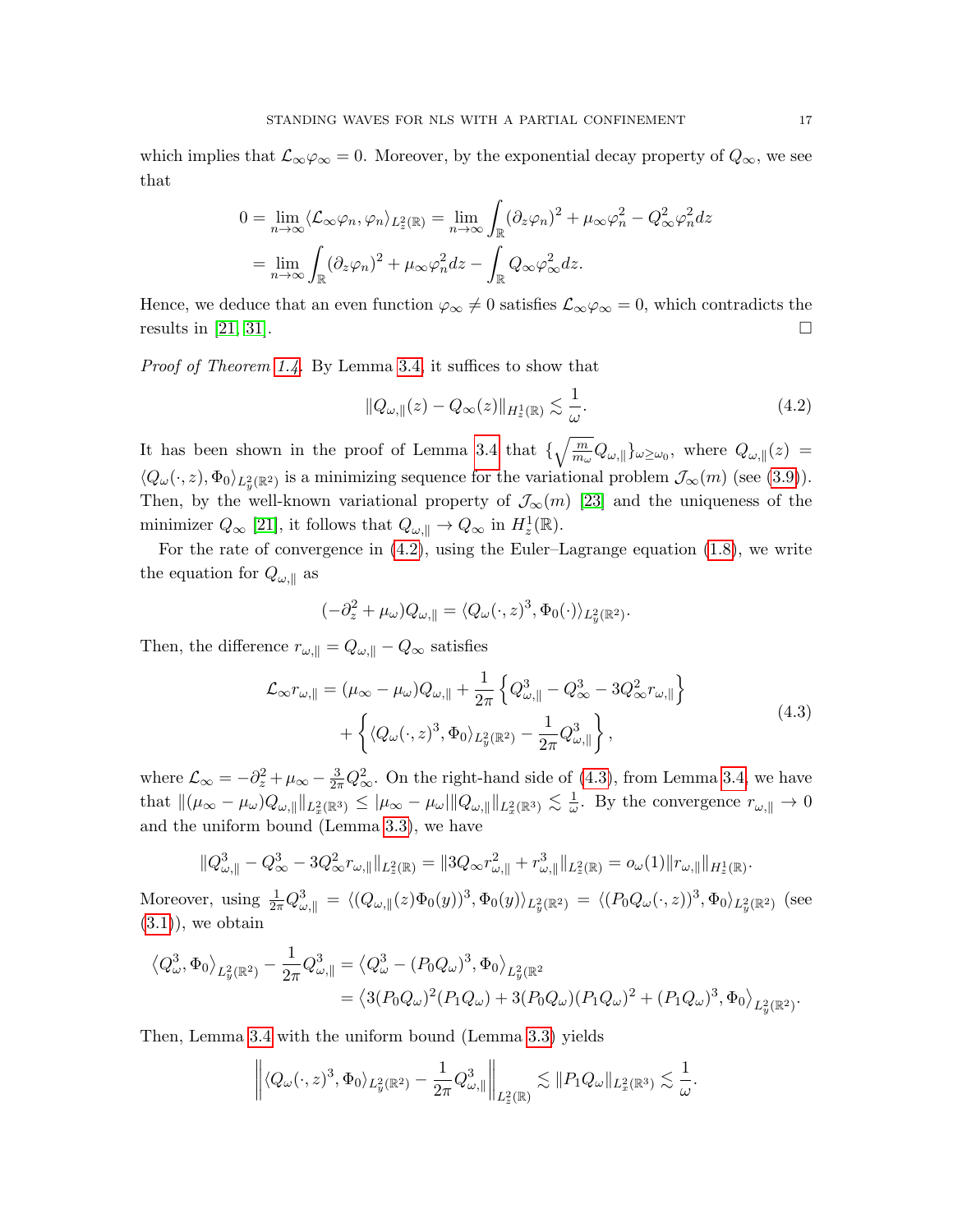which implies that $\mathcal{L}_\infty \varphi_\infty = 0$. Moreover, by the exponential decay property of $Q_\infty$, we see that

$$
\begin{aligned}
0 = \lim_{n\to\infty} \langle \mathcal{L}_\infty \varphi_n, \varphi_n \rangle_{L^2_z(\mathbb{R})} &= \lim_{n\to\infty} \int_{\mathbb{R}} (\partial_z \varphi_n)^2 + \mu_\infty \varphi_n^2 - Q_\infty^2 \varphi_n^2 dz \\
&= \lim_{n\to\infty} \int_{\mathbb{R}} (\partial_z \varphi_n)^2 + \mu_\infty \varphi_n^2 dz - \int_{\mathbb{R}} Q_\infty \varphi_\infty^2 dz.
\end{aligned}
$$

Hence, we deduce that an even function $\varphi_\infty \neq 0$ satisfies $\mathcal{L}_\infty \varphi_\infty = 0$, which contradicts the results in [21, 31]. $\square$

*Proof of Theorem 1.4.* By Lemma 3.4, it suffices to show that

$$
\|Q_{\omega,\parallel}(z) - Q_\infty(z)\|_{H^1_z(\mathbb{R})} \lesssim \frac{1}{\omega}. \tag{4.2}
$$

It has been shown in the proof of Lemma 3.4 that $\{\sqrt{\frac{m}{m_\omega}} Q_{\omega,\parallel}\}_{\omega \geq \omega_0}$, where $Q_{\omega,\parallel}(z) = \langle Q_\omega(\cdot, z), \Phi_0 \rangle_{L^2_y(\mathbb{R}^2)}$ is a minimizing sequence for the variational problem $\mathcal{J}_\infty(m)$ (see (3.9)). Then, by the well-known variational property of $\mathcal{J}_\infty(m)$ [23] and the uniqueness of the minimizer $Q_\infty$ [21], it follows that $Q_{\omega,\parallel} \to Q_\infty$ in $H^1_z(\mathbb{R})$.

For the rate of convergence in (4.2), using the Euler–Lagrange equation (1.8), we write the equation for $Q_{\omega,\parallel}$ as

$$
(-\partial_z^2 + \mu_\omega) Q_{\omega,\parallel} = \langle Q_\omega(\cdot, z)^3, \Phi_0(\cdot) \rangle_{L^2_y(\mathbb{R}^2)}.
$$

Then, the difference $r_{\omega,\parallel} = Q_{\omega,\parallel} - Q_\infty$ satisfies

$$
\begin{aligned}
\mathcal{L}_\infty r_{\omega,\parallel} = (\mu_\infty - \mu_\omega) Q_{\omega,\parallel} &+ \frac{1}{2\pi} \left\{ Q_{\omega,\parallel}^3 - Q_\infty^3 - 3 Q_\infty^2 r_{\omega,\parallel} \right\} \\
&+ \left\{ \langle Q_\omega(\cdot, z)^3, \Phi_0 \rangle_{L^2_y(\mathbb{R}^2)} - \frac{1}{2\pi} Q_{\omega,\parallel}^3 \right\},
\end{aligned} \tag{4.3}
$$

where $\mathcal{L}_\infty = -\partial_z^2 + \mu_\infty - \frac{3}{2\pi} Q_\infty^2$. On the right-hand side of (4.3), from Lemma 3.4 we have that $\|(\mu_\infty - \mu_\omega) Q_{\omega,\parallel}\|_{L^2_x(\mathbb{R}^3)} \leq |\mu_\infty - \mu_\omega| \|Q_{\omega,\parallel}\|_{L^2_x(\mathbb{R}^3)} \lesssim \frac{1}{\omega}$. By the convergence $r_{\omega,\parallel} \to 0$ and the uniform bound (Lemma 3.3), we have

$$
\|Q_{\omega,\parallel}^3 - Q_\infty^3 - 3 Q_\infty^2 r_{\omega,\parallel}\|_{L^2_z(\mathbb{R})} = \|3 Q_\infty r_{\omega,\parallel}^2 + r_{\omega,\parallel}^3\|_{L^2_z(\mathbb{R})} = o_\omega(1) \|r_{\omega,\parallel}\|_{H^1_z(\mathbb{R})}.
$$

Moreover, using $\frac{1}{2\pi} Q_{\omega,\parallel}^3 = \langle (Q_{\omega,\parallel}(z)\Phi_0(y))^3, \Phi_0(y) \rangle_{L^2_y(\mathbb{R}^2)} = \langle (P_0 Q_\omega(\cdot, z))^3, \Phi_0 \rangle_{L^2_y(\mathbb{R}^2)}$ (see (3.1)), we obtain

$$
\begin{aligned}
\left\langle Q_\omega^3, \Phi_0 \right\rangle_{L^2_y(\mathbb{R}^2)} - \frac{1}{2\pi} Q_{\omega,\parallel}^3 &= \left\langle Q_\omega^3 - (P_0 Q_\omega)^3, \Phi_0 \right\rangle_{L^2_y(\mathbb{R}^2} \\
&= \left\langle 3(P_0 Q_\omega)^2 (P_1 Q_\omega) + 3(P_0 Q_\omega)(P_1 Q_\omega)^2 + (P_1 Q_\omega)^3, \Phi_0 \right\rangle_{L^2_y(\mathbb{R}^2)}.
\end{aligned}
$$

Then, Lemma 3.4 with the uniform bound (Lemma 3.3) yields

$$
\left\| \langle Q_\omega(\cdot, z)^3, \Phi_0 \rangle_{L^2_y(\mathbb{R}^2)} - \frac{1}{2\pi} Q_{\omega,\parallel}^3 \right\|_{L^2_z(\mathbb{R})} \lesssim \|P_1 Q_\omega\|_{L^2_x(\mathbb{R}^3)} \lesssim \frac{1}{\omega}.
$$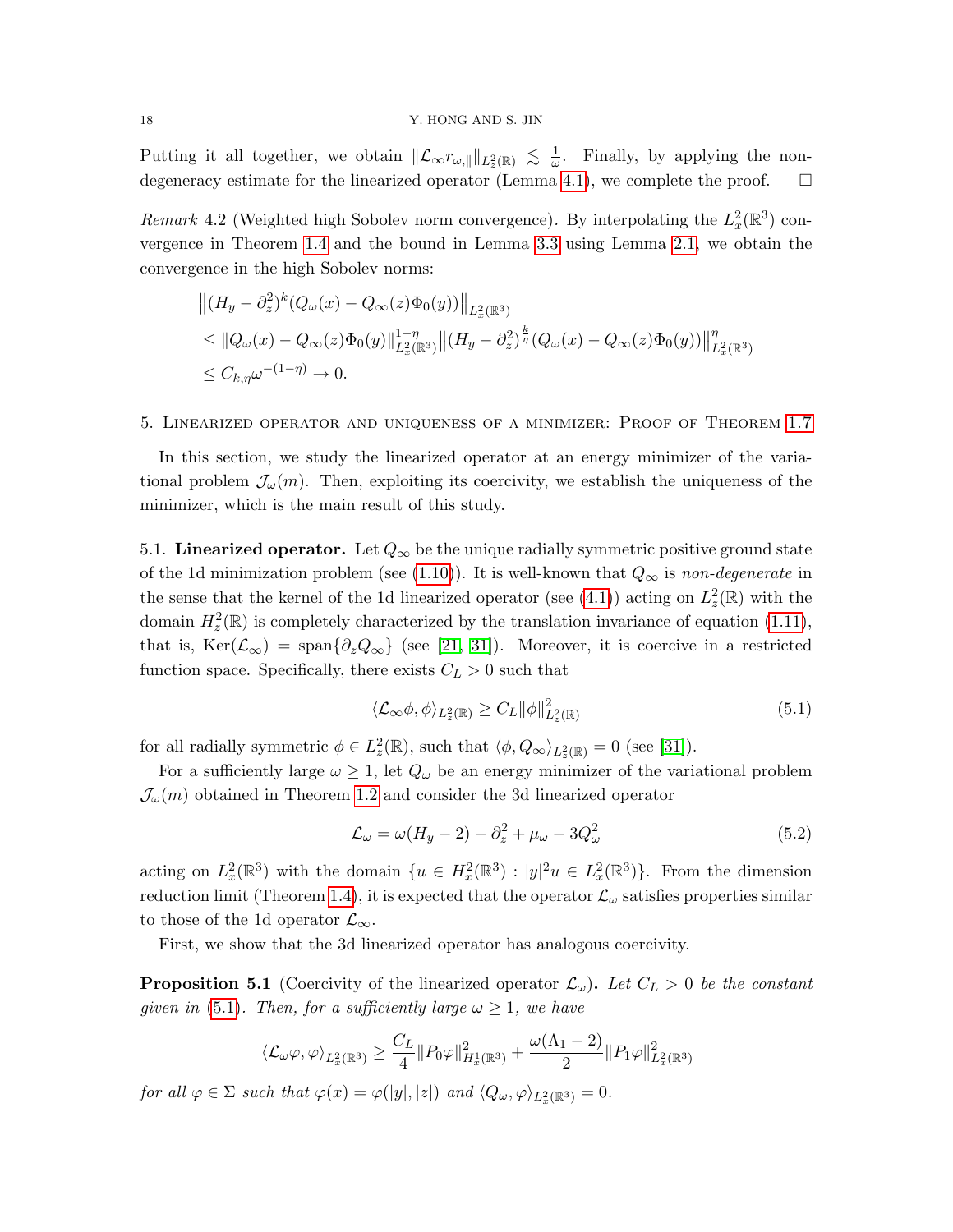Putting it all together, we obtain $\|\mathcal{L}_\infty r_{\omega,\|}\|_{L^2_z(\mathbb{R})} \lesssim \frac{1}{\omega}$. Finally, by applying the non-degeneracy estimate for the linearized operator (Lemma 4.1), we complete the proof. $\square$

*Remark* 4.2 (Weighted high Sobolev norm convergence). By interpolating the $L^2_x(\mathbb{R}^3)$ convergence in Theorem 1.4 and the bound in Lemma 3.3 using Lemma 2.1, we obtain the convergence in the high Sobolev norms:

$$
\begin{aligned}
&\left\|(H_y - \partial_z^2)^k (Q_\omega(x) - Q_\infty(z)\Phi_0(y))\right\|_{L^2_x(\mathbb{R}^3)} \\
&\leq \|Q_\omega(x) - Q_\infty(z)\Phi_0(y)\|_{L^2_x(\mathbb{R}^3)}^{1-\eta} \left\|(H_y - \partial_z^2)^{\frac{k}{\eta}} (Q_\omega(x) - Q_\infty(z)\Phi_0(y))\right\|_{L^2_x(\mathbb{R}^3)}^{\eta} \\
&\leq C_{k,\eta}\omega^{-(1-\eta)} \to 0.
\end{aligned}
$$

## 5. Linearized operator and uniqueness of a minimizer: Proof of Theorem 1.7

In this section, we study the linearized operator at an energy minimizer of the variational problem $\mathcal{J}_\omega(m)$. Then, exploiting its coercivity, we establish the uniqueness of the minimizer, which is the main result of this study.

5.1. **Linearized operator.** Let $Q_\infty$ be the unique radially symmetric positive ground state of the 1d minimization problem (see (1.10)). It is well-known that $Q_\infty$ is *non-degenerate* in the sense that the kernel of the 1d linearized operator (see (4.1)) acting on $L^2_z(\mathbb{R})$ with the domain $H^2_z(\mathbb{R})$ is completely characterized by the translation invariance of equation (1.11), that is, $\mathrm{Ker}(\mathcal{L}_\infty) = \mathrm{span}\{\partial_z Q_\infty\}$ (see [21, 31]). Moreover, it is coercive in a restricted function space. Specifically, there exists $C_L > 0$ such that

$$
\langle \mathcal{L}_\infty \phi, \phi\rangle_{L^2_z(\mathbb{R})} \geq C_L \|\phi\|^2_{L^2_z(\mathbb{R})} \tag{5.1}
$$

for all radially symmetric $\phi \in L^2_z(\mathbb{R})$, such that $\langle \phi, Q_\infty\rangle_{L^2_z(\mathbb{R})} = 0$ (see [31]).

For a sufficiently large $\omega \geq 1$, let $Q_\omega$ be an energy minimizer of the variational problem $\mathcal{J}_\omega(m)$ obtained in Theorem 1.2 and consider the 3d linearized operator

$$
\mathcal{L}_\omega = \omega(H_y - 2) - \partial_z^2 + \mu_\omega - 3Q_\omega^2 \tag{5.2}
$$

acting on $L^2_x(\mathbb{R}^3)$ with the domain $\{u \in H^2_x(\mathbb{R}^3) : |y|^2 u \in L^2_x(\mathbb{R}^3)\}$. From the dimension reduction limit (Theorem 1.4), it is expected that the operator $\mathcal{L}_\omega$ satisfies properties similar to those of the 1d operator $\mathcal{L}_\infty$.

First, we show that the 3d linearized operator has analogous coercivity.

**Proposition 5.1** (Coercivity of the linearized operator $\mathcal{L}_\omega$)**.** *Let $C_L > 0$ be the constant given in (5.1). Then, for a sufficiently large $\omega \geq 1$, we have*

$$
\langle \mathcal{L}_\omega \varphi, \varphi\rangle_{L^2_x(\mathbb{R}^3)} \geq \frac{C_L}{4}\|P_0\varphi\|^2_{H^1_x(\mathbb{R}^3)} + \frac{\omega(\Lambda_1 - 2)}{2}\|P_1\varphi\|^2_{L^2_x(\mathbb{R}^3)}
$$

*for all $\varphi \in \Sigma$ such that $\varphi(x) = \varphi(|y|, |z|)$ and $\langle Q_\omega, \varphi\rangle_{L^2_x(\mathbb{R}^3)} = 0$.*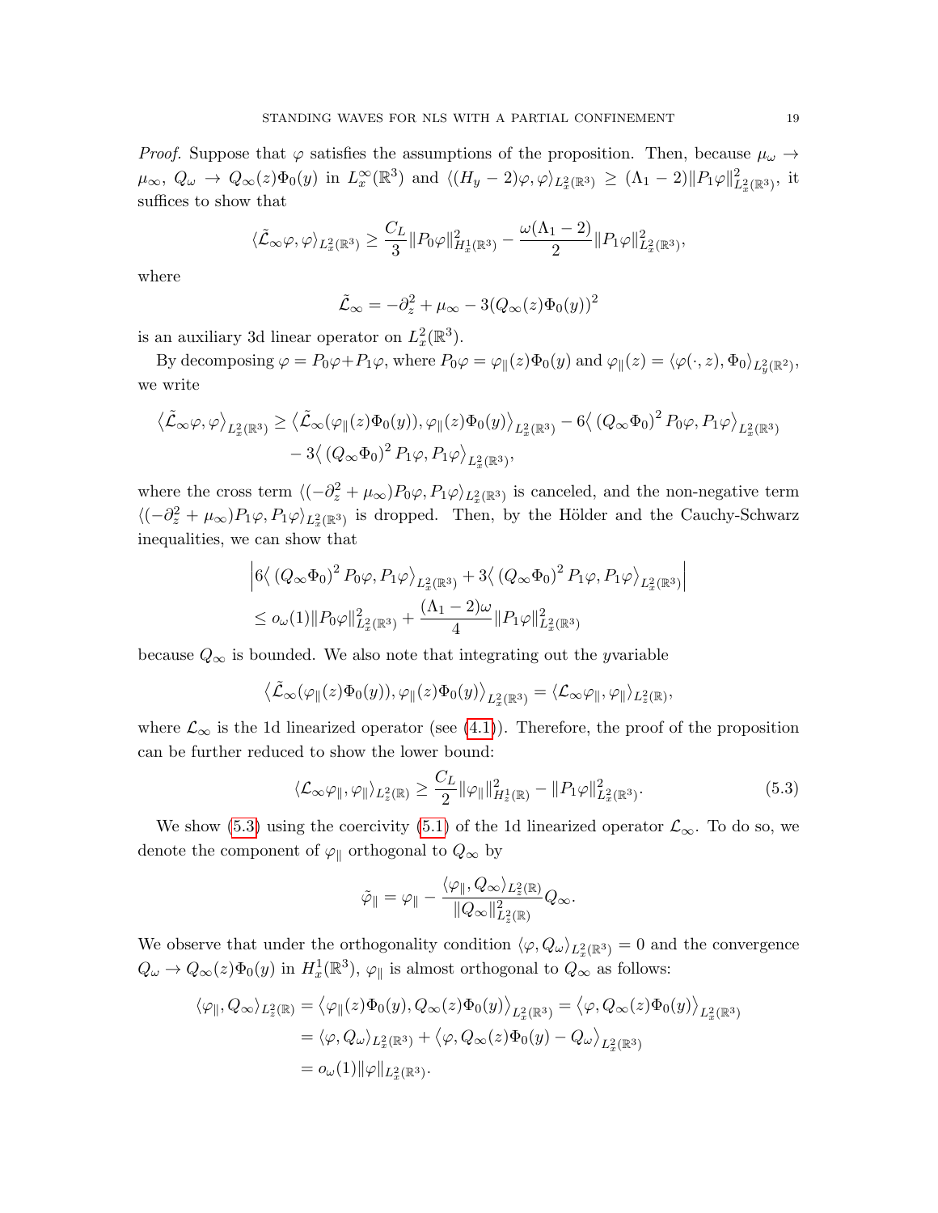*Proof.* Suppose that $\varphi$ satisfies the assumptions of the proposition. Then, because $\mu_\omega \to \mu_\infty$, $Q_\omega \to Q_\infty(z)\Phi_0(y)$ in $L_x^\infty(\mathbb{R}^3)$ and $\langle (H_y - 2)\varphi, \varphi\rangle_{L_x^2(\mathbb{R}^3)} \geq (\Lambda_1 - 2)\|P_1\varphi\|_{L_x^2(\mathbb{R}^3)}^2$, it suffices to show that

$$\langle \tilde{\mathcal{L}}_\infty \varphi, \varphi\rangle_{L_x^2(\mathbb{R}^3)} \geq \frac{C_L}{3}\|P_0\varphi\|_{H_x^1(\mathbb{R}^3)}^2 - \frac{\omega(\Lambda_1-2)}{2}\|P_1\varphi\|_{L_x^2(\mathbb{R}^3)}^2,$$

where

$$\tilde{\mathcal{L}}_\infty = -\partial_z^2 + \mu_\infty - 3(Q_\infty(z)\Phi_0(y))^2$$

is an auxiliary 3d linear operator on $L_x^2(\mathbb{R}^3)$.

By decomposing $\varphi = P_0\varphi + P_1\varphi$, where $P_0\varphi = \varphi_\parallel(z)\Phi_0(y)$ and $\varphi_\parallel(z) = \langle \varphi(\cdot, z), \Phi_0\rangle_{L_y^2(\mathbb{R}^2)}$, we write

$$\begin{aligned}\big\langle \tilde{\mathcal{L}}_\infty \varphi, \varphi\big\rangle_{L_x^2(\mathbb{R}^3)} &\geq \big\langle \tilde{\mathcal{L}}_\infty(\varphi_\parallel(z)\Phi_0(y)), \varphi_\parallel(z)\Phi_0(y)\big\rangle_{L_x^2(\mathbb{R}^3)} - 6\big\langle (Q_\infty\Phi_0)^2 P_0\varphi, P_1\varphi\big\rangle_{L_x^2(\mathbb{R}^3)}\\ &\quad - 3\big\langle (Q_\infty\Phi_0)^2 P_1\varphi, P_1\varphi\big\rangle_{L_x^2(\mathbb{R}^3)},\end{aligned}$$

where the cross term $\langle (-\partial_z^2 + \mu_\infty)P_0\varphi, P_1\varphi\rangle_{L_x^2(\mathbb{R}^3)}$ is canceled, and the non-negative term $\langle (-\partial_z^2 + \mu_\infty)P_1\varphi, P_1\varphi\rangle_{L_x^2(\mathbb{R}^3)}$ is dropped. Then, by the Hölder and the Cauchy-Schwarz inequalities, we can show that

$$\begin{aligned}&\Big|6\big\langle (Q_\infty\Phi_0)^2 P_0\varphi, P_1\varphi\big\rangle_{L_x^2(\mathbb{R}^3)} + 3\big\langle (Q_\infty\Phi_0)^2 P_1\varphi, P_1\varphi\big\rangle_{L_x^2(\mathbb{R}^3)}\Big|\\ &\leq o_\omega(1)\|P_0\varphi\|_{L_x^2(\mathbb{R}^3)}^2 + \frac{(\Lambda_1-2)\omega}{4}\|P_1\varphi\|_{L_x^2(\mathbb{R}^3)}^2\end{aligned}$$

because $Q_\infty$ is bounded. We also note that integrating out the $y$variable

$$\big\langle \tilde{\mathcal{L}}_\infty(\varphi_\parallel(z)\Phi_0(y)), \varphi_\parallel(z)\Phi_0(y)\big\rangle_{L_x^2(\mathbb{R}^3)} = \langle \mathcal{L}_\infty\varphi_\parallel, \varphi_\parallel\rangle_{L^2(\mathbb{R})},$$

where $\mathcal{L}_\infty$ is the 1d linearized operator (see (4.1)). Therefore, the proof of the proposition can be further reduced to show the lower bound:

$$\langle \mathcal{L}_\infty\varphi_\parallel, \varphi_\parallel\rangle_{L_z^2(\mathbb{R})} \geq \frac{C_L}{2}\|\varphi_\parallel\|_{H_z^1(\mathbb{R})}^2 - \|P_1\varphi\|_{L_x^2(\mathbb{R}^3)}^2. \tag{5.3}$$

We show (5.3) using the coercivity (5.1) of the 1d linearized operator $\mathcal{L}_\infty$. To do so, we denote the component of $\varphi_\parallel$ orthogonal to $Q_\infty$ by

$$\tilde{\varphi}_\parallel = \varphi_\parallel - \frac{\langle \varphi_\parallel, Q_\infty\rangle_{L_z^2(\mathbb{R})}}{\|Q_\infty\|_{L_z^2(\mathbb{R})}^2}Q_\infty.$$

We observe that under the orthogonality condition $\langle \varphi, Q_\omega\rangle_{L_x^2(\mathbb{R}^3)} = 0$ and the convergence $Q_\omega \to Q_\infty(z)\Phi_0(y)$ in $H_x^1(\mathbb{R}^3)$, $\varphi_\parallel$ is almost orthogonal to $Q_\infty$ as follows:

$$\begin{aligned}\langle \varphi_\parallel, Q_\infty\rangle_{L_z^2(\mathbb{R})} &= \big\langle \varphi_\parallel(z)\Phi_0(y), Q_\infty(z)\Phi_0(y)\big\rangle_{L_x^2(\mathbb{R}^3)} = \big\langle \varphi, Q_\infty(z)\Phi_0(y)\big\rangle_{L_x^2(\mathbb{R}^3)}\\ &= \langle \varphi, Q_\omega\rangle_{L_x^2(\mathbb{R}^3)} + \big\langle \varphi, Q_\infty(z)\Phi_0(y) - Q_\omega\big\rangle_{L_x^2(\mathbb{R}^3)}\\ &= o_\omega(1)\|\varphi\|_{L_x^2(\mathbb{R}^3)}.\end{aligned}$$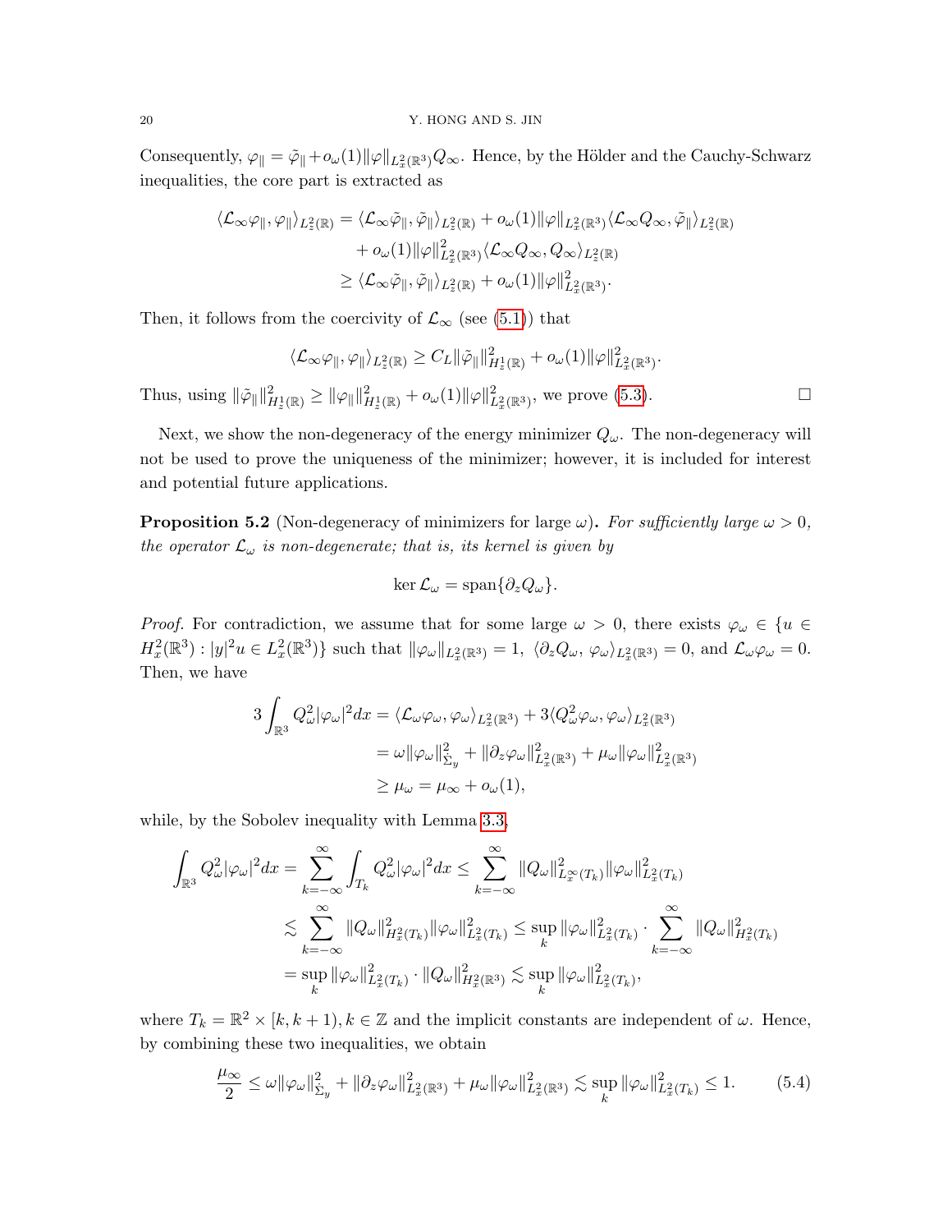Consequently, $\varphi_\parallel = \tilde{\varphi}_\parallel + o_\omega(1)\|\varphi\|_{L_x^2(\mathbb{R}^3)} Q_\infty$. Hence, by the Hölder and the Cauchy-Schwarz inequalities, the core part is extracted as

$$
\begin{aligned}
\langle \mathcal{L}_\infty \varphi_\parallel, \varphi_\parallel \rangle_{L_z^2(\mathbb{R})} &= \langle \mathcal{L}_\infty \tilde{\varphi}_\parallel, \tilde{\varphi}_\parallel \rangle_{L_z^2(\mathbb{R})} + o_\omega(1)\|\varphi\|_{L_x^2(\mathbb{R}^3)} \langle \mathcal{L}_\infty Q_\infty, \tilde{\varphi}_\parallel \rangle_{L_z^2(\mathbb{R})} \\
&\quad + o_\omega(1)\|\varphi\|_{L_x^2(\mathbb{R}^3)}^2 \langle \mathcal{L}_\infty Q_\infty, Q_\infty \rangle_{L_z^2(\mathbb{R})} \\
&\geq \langle \mathcal{L}_\infty \tilde{\varphi}_\parallel, \tilde{\varphi}_\parallel \rangle_{L_z^2(\mathbb{R})} + o_\omega(1)\|\varphi\|_{L_x^2(\mathbb{R}^3)}^2.
\end{aligned}
$$

Then, it follows from the coercivity of $\mathcal{L}_\infty$ (see (5.1)) that

$$
\langle \mathcal{L}_\infty \varphi_\parallel, \varphi_\parallel \rangle_{L_z^2(\mathbb{R})} \geq C_L \|\tilde{\varphi}_\parallel\|_{H_z^1(\mathbb{R})}^2 + o_\omega(1)\|\varphi\|_{L_x^2(\mathbb{R}^3)}^2.
$$

Thus, using $\|\tilde{\varphi}_\parallel\|_{H_z^1(\mathbb{R})}^2 \geq \|\varphi_\parallel\|_{H_z^1(\mathbb{R})}^2 + o_\omega(1)\|\varphi\|_{L_x^2(\mathbb{R}^3)}^2$, we prove (5.3). $\square$

Next, we show the non-degeneracy of the energy minimizer $Q_\omega$. The non-degeneracy will not be used to prove the uniqueness of the minimizer; however, it is included for interest and potential future applications.

**Proposition 5.2** (Non-degeneracy of minimizers for large $\omega$)**.** *For sufficiently large $\omega > 0$, the operator $\mathcal{L}_\omega$ is non-degenerate; that is, its kernel is given by*

$$
\ker \mathcal{L}_\omega = \operatorname{span}\{\partial_z Q_\omega\}.
$$

*Proof.* For contradiction, we assume that for some large $\omega > 0$, there exists $\varphi_\omega \in \{u \in H_x^2(\mathbb{R}^3) : |y|^2 u \in L_x^2(\mathbb{R}^3)\}$ such that $\|\varphi_\omega\|_{L_x^2(\mathbb{R}^3)} = 1$, $\langle \partial_z Q_\omega, \varphi_\omega \rangle_{L_x^2(\mathbb{R}^3)} = 0$, and $\mathcal{L}_\omega \varphi_\omega = 0$. Then, we have

$$
\begin{aligned}
3\int_{\mathbb{R}^3} Q_\omega^2 |\varphi_\omega|^2 dx &= \langle \mathcal{L}_\omega \varphi_\omega, \varphi_\omega \rangle_{L_x^2(\mathbb{R}^3)} + 3\langle Q_\omega^2 \varphi_\omega, \varphi_\omega \rangle_{L_x^2(\mathbb{R}^3)} \\
&= \omega \|\varphi_\omega\|_{\dot{\Sigma}_y}^2 + \|\partial_z \varphi_\omega\|_{L_x^2(\mathbb{R}^3)}^2 + \mu_\omega \|\varphi_\omega\|_{L_x^2(\mathbb{R}^3)}^2 \\
&\geq \mu_\omega = \mu_\infty + o_\omega(1),
\end{aligned}
$$

while, by the Sobolev inequality with Lemma 3.3,

$$
\begin{aligned}
\int_{\mathbb{R}^3} Q_\omega^2 |\varphi_\omega|^2 dx &= \sum_{k=-\infty}^{\infty} \int_{T_k} Q_\omega^2 |\varphi_\omega|^2 dx \leq \sum_{k=-\infty}^{\infty} \|Q_\omega\|_{L_x^\infty(T_k)}^2 \|\varphi_\omega\|_{L_x^2(T_k)}^2 \\
&\lesssim \sum_{k=-\infty}^{\infty} \|Q_\omega\|_{H_x^2(T_k)}^2 \|\varphi_\omega\|_{L_x^2(T_k)}^2 \leq \sup_k \|\varphi_\omega\|_{L_x^2(T_k)}^2 \cdot \sum_{k=-\infty}^{\infty} \|Q_\omega\|_{H_x^2(T_k)}^2 \\
&= \sup_k \|\varphi_\omega\|_{L_x^2(T_k)}^2 \cdot \|Q_\omega\|_{H_x^2(\mathbb{R}^3)}^2 \lesssim \sup_k \|\varphi_\omega\|_{L_x^2(T_k)}^2,
\end{aligned}
$$

where $T_k = \mathbb{R}^2 \times [k, k+1), k \in \mathbb{Z}$ and the implicit constants are independent of $\omega$. Hence, by combining these two inequalities, we obtain

$$
\frac{\mu_\infty}{2} \leq \omega \|\varphi_\omega\|_{\dot{\Sigma}_y}^2 + \|\partial_z \varphi_\omega\|_{L_x^2(\mathbb{R}^3)}^2 + \mu_\omega \|\varphi_\omega\|_{L_x^2(\mathbb{R}^3)}^2 \lesssim \sup_k \|\varphi_\omega\|_{L_x^2(T_k)}^2 \leq 1. \tag{5.4}
$$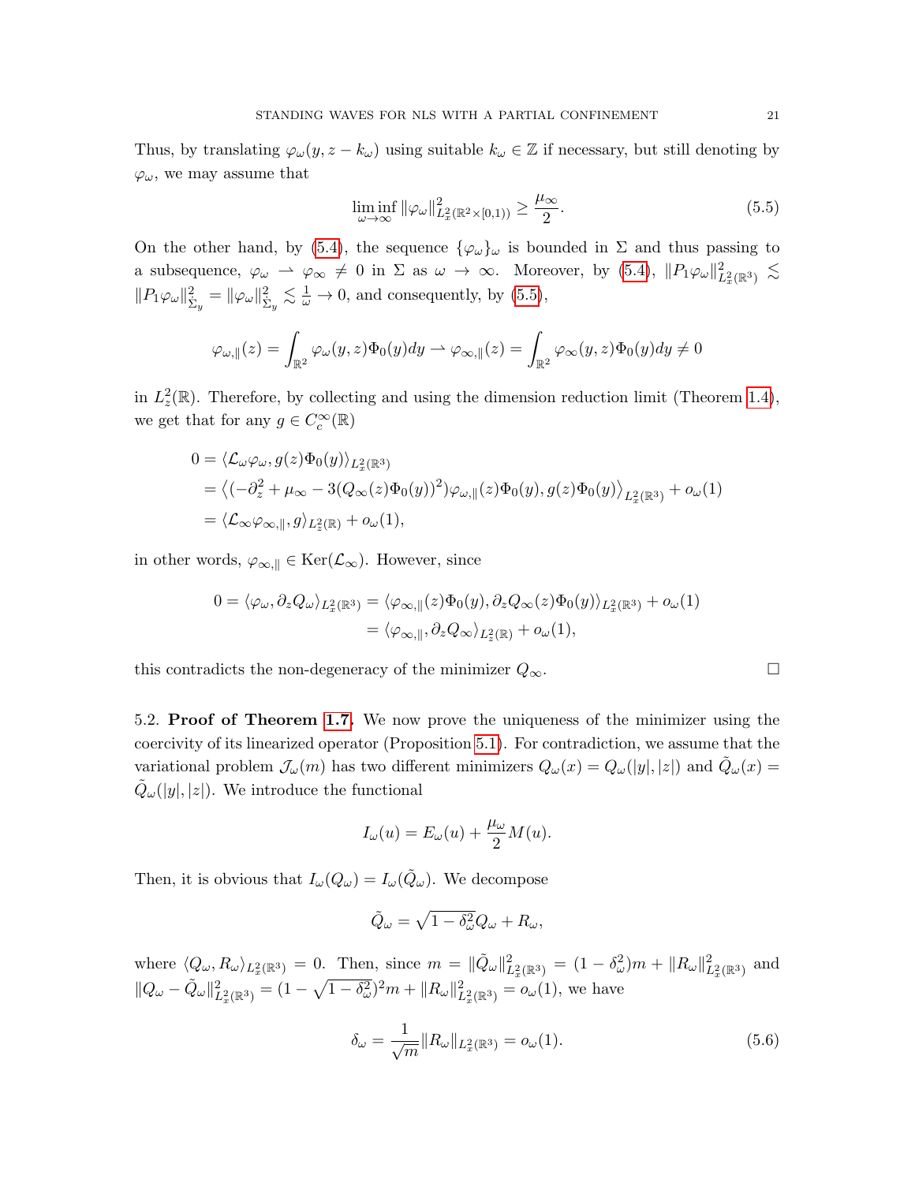Thus, by translating $\varphi_\omega(y, z-k_\omega)$ using suitable $k_\omega \in \mathbb{Z}$ if necessary, but still denoting by $\varphi_\omega$, we may assume that

$$\liminf_{\omega\to\infty} \|\varphi_\omega\|^2_{L^2_x(\mathbb{R}^2\times[0,1))} \geq \frac{\mu_\infty}{2}. \tag{5.5}$$

On the other hand, by (5.4), the sequence $\{\varphi_\omega\}_\omega$ is bounded in $\Sigma$ and thus passing to a subsequence, $\varphi_\omega \rightharpoonup \varphi_\infty \neq 0$ in $\Sigma$ as $\omega \to \infty$. Moreover, by (5.4), $\|P_1\varphi_\omega\|^2_{L^2_x(\mathbb{R}^3)} \lesssim \|P_1\varphi_\omega\|^2_{\dot{\Sigma}_y} = \|\varphi_\omega\|^2_{\dot{\Sigma}_y} \lesssim \frac{1}{\omega} \to 0$, and consequently, by (5.5),

$$\varphi_{\omega,\parallel}(z) = \int_{\mathbb{R}^2} \varphi_\omega(y,z)\Phi_0(y)dy \rightharpoonup \varphi_{\infty,\parallel}(z) = \int_{\mathbb{R}^2} \varphi_\infty(y,z)\Phi_0(y)dy \neq 0$$

in $L^2_z(\mathbb{R})$. Therefore, by collecting and using the dimension reduction limit (Theorem 1.4), we get that for any $g \in C^\infty_c(\mathbb{R})$

$$\begin{aligned}
0 &= \langle \mathcal{L}_\omega\varphi_\omega, g(z)\Phi_0(y)\rangle_{L^2_x(\mathbb{R}^3)} \\
&= \left\langle (-\partial_z^2 + \mu_\infty - 3(Q_\infty(z)\Phi_0(y))^2)\varphi_{\omega,\parallel}(z)\Phi_0(y), g(z)\Phi_0(y)\right\rangle_{L^2_x(\mathbb{R}^3)} + o_\omega(1) \\
&= \langle \mathcal{L}_\infty\varphi_{\infty,\parallel}, g\rangle_{L^2_z(\mathbb{R})} + o_\omega(1),
\end{aligned}$$

in other words, $\varphi_{\infty,\parallel} \in \mathrm{Ker}(\mathcal{L}_\infty)$. However, since

$$\begin{aligned}
0 = \langle \varphi_\omega, \partial_z Q_\omega\rangle_{L^2_x(\mathbb{R}^3)} &= \langle \varphi_{\infty,\parallel}(z)\Phi_0(y), \partial_z Q_\infty(z)\Phi_0(y)\rangle_{L^2_x(\mathbb{R}^3)} + o_\omega(1) \\
&= \langle \varphi_{\infty,\parallel}, \partial_z Q_\infty\rangle_{L^2_z(\mathbb{R})} + o_\omega(1),
\end{aligned}$$

this contradicts the non-degeneracy of the minimizer $Q_\infty$. □

5.2. **Proof of Theorem 1.7.** We now prove the uniqueness of the minimizer using the coercivity of its linearized operator (Proposition 5.1). For contradiction, we assume that the variational problem $\mathcal{J}_\omega(m)$ has two different minimizers $Q_\omega(x) = Q_\omega(|y|,|z|)$ and $\tilde{Q}_\omega(x) = \tilde{Q}_\omega(|y|,|z|)$. We introduce the functional

$$I_\omega(u) = E_\omega(u) + \frac{\mu_\omega}{2}M(u).$$

Then, it is obvious that $I_\omega(Q_\omega) = I_\omega(\tilde{Q}_\omega)$. We decompose

$$\tilde{Q}_\omega = \sqrt{1-\delta_\omega^2}Q_\omega + R_\omega,$$

where $\langle Q_\omega, R_\omega\rangle_{L^2_x(\mathbb{R}^3)} = 0$. Then, since $m = \|\tilde{Q}_\omega\|^2_{L^2_x(\mathbb{R}^3)} = (1-\delta_\omega^2)m + \|R_\omega\|^2_{L^2_x(\mathbb{R}^3)}$ and $\|Q_\omega - \tilde{Q}_\omega\|^2_{L^2_x(\mathbb{R}^3)} = (1-\sqrt{1-\delta_\omega^2})^2 m + \|R_\omega\|^2_{L^2_x(\mathbb{R}^3)} = o_\omega(1)$, we have

$$\delta_\omega = \frac{1}{\sqrt{m}}\|R_\omega\|_{L^2_x(\mathbb{R}^3)} = o_\omega(1). \tag{5.6}$$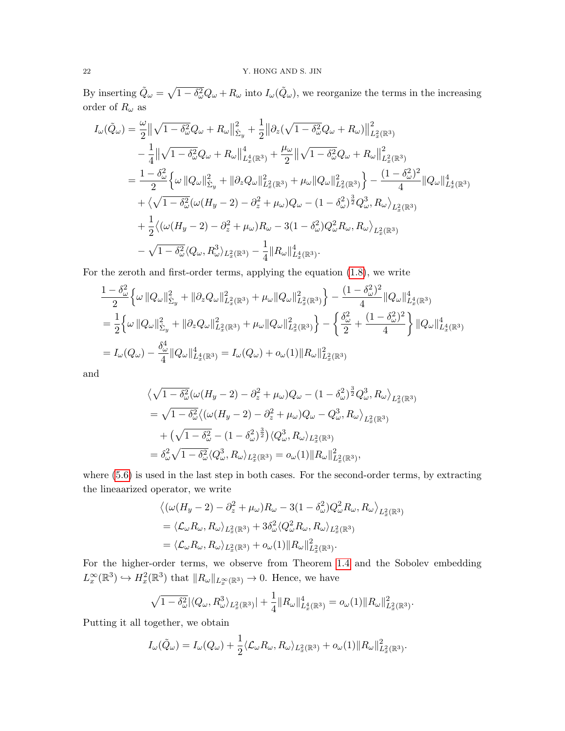By inserting $\tilde{Q}_\omega = \sqrt{1-\delta_\omega^2} Q_\omega + R_\omega$ into $I_\omega(\tilde{Q}_\omega)$, we reorganize the terms in the increasing order of $R_\omega$ as

$$
\begin{aligned}
I_\omega(\tilde{Q}_\omega) &= \frac{\omega}{2}\big\|\sqrt{1-\delta_\omega^2}Q_\omega + R_\omega\big\|_{\dot{\Sigma}_y}^2 + \frac{1}{2}\big\|\partial_z(\sqrt{1-\delta_\omega^2}Q_\omega + R_\omega)\big\|_{L_x^2(\mathbb{R}^3)}^2 \\
&\quad - \frac{1}{4}\big\|\sqrt{1-\delta_\omega^2}Q_\omega + R_\omega\big\|_{L_x^4(\mathbb{R}^3)}^4 + \frac{\mu_\omega}{2}\big\|\sqrt{1-\delta_\omega^2}Q_\omega + R_\omega\big\|_{L_x^2(\mathbb{R}^3)}^2 \\
&= \frac{1-\delta_\omega^2}{2}\Big\{\omega\,\|Q_\omega\|_{\dot{\Sigma}_y}^2 + \|\partial_z Q_\omega\|_{L_x^2(\mathbb{R}^3)}^2 + \mu_\omega\|Q_\omega\|_{L_x^2(\mathbb{R}^3)}^2\Big\} - \frac{(1-\delta_\omega^2)^2}{4}\|Q_\omega\|_{L_x^4(\mathbb{R}^3)}^4 \\
&\quad + \big\langle \sqrt{1-\delta_\omega^2}(\omega(H_y-2) - \partial_z^2 + \mu_\omega)Q_\omega - (1-\delta_\omega^2)^{\frac{3}{2}}Q_\omega^3, R_\omega\big\rangle_{L_x^2(\mathbb{R}^3)} \\
&\quad + \frac{1}{2}\big\langle(\omega(H_y-2) - \partial_z^2 + \mu_\omega)R_\omega - 3(1-\delta_\omega^2)Q_\omega^2 R_\omega, R_\omega\big\rangle_{L_x^2(\mathbb{R}^3)} \\
&\quad - \sqrt{1-\delta_\omega^2}\langle Q_\omega, R_\omega^3\rangle_{L_x^2(\mathbb{R}^3)} - \frac{1}{4}\|R_\omega\|_{L_x^4(\mathbb{R}^3)}^4.
\end{aligned}
$$

For the zeroth and first-order terms, applying the equation (1.8), we write

$$
\begin{aligned}
&\frac{1-\delta_\omega^2}{2}\Big\{\omega\,\|Q_\omega\|_{\dot{\Sigma}_y}^2 + \|\partial_z Q_\omega\|_{L_x^2(\mathbb{R}^3)}^2 + \mu_\omega\|Q_\omega\|_{L_x^2(\mathbb{R}^3)}^2\Big\} - \frac{(1-\delta_\omega^2)^2}{4}\|Q_\omega\|_{L_x^4(\mathbb{R}^3)}^4 \\
&= \frac{1}{2}\Big\{\omega\,\|Q_\omega\|_{\dot{\Sigma}_y}^2 + \|\partial_z Q_\omega\|_{L_x^2(\mathbb{R}^3)}^2 + \mu_\omega\|Q_\omega\|_{L_x^2(\mathbb{R}^3)}^2\Big\} - \Big\{\frac{\delta_\omega^2}{2} + \frac{(1-\delta_\omega^2)^2}{4}\Big\}\|Q_\omega\|_{L_x^4(\mathbb{R}^3)}^4 \\
&= I_\omega(Q_\omega) - \frac{\delta_\omega^4}{4}\|Q_\omega\|_{L_x^4(\mathbb{R}^3)}^4 = I_\omega(Q_\omega) + o_\omega(1)\|R_\omega\|_{L_x^2(\mathbb{R}^3)}^2
\end{aligned}
$$

and

$$
\begin{aligned}
&\big\langle \sqrt{1-\delta_\omega^2}(\omega(H_y-2) - \partial_z^2 + \mu_\omega)Q_\omega - (1-\delta_\omega^2)^{\frac{3}{2}}Q_\omega^3, R_\omega\big\rangle_{L_x^2(\mathbb{R}^3)} \\
&= \sqrt{1-\delta_\omega^2}\big\langle(\omega(H_y-2) - \partial_z^2 + \mu_\omega)Q_\omega - Q_\omega^3, R_\omega\big\rangle_{L_x^2(\mathbb{R}^3)} \\
&\quad + \big(\sqrt{1-\delta_\omega^2} - (1-\delta_\omega^2)^{\frac{3}{2}}\big)\langle Q_\omega^3, R_\omega\rangle_{L_x^2(\mathbb{R}^3)} \\
&= \delta_\omega^2\sqrt{1-\delta_\omega^2}\langle Q_\omega^3, R_\omega\rangle_{L_x^2(\mathbb{R}^3)} = o_\omega(1)\|R_\omega\|_{L_x^2(\mathbb{R}^3)}^2,
\end{aligned}
$$

where (5.6) is used in the last step in both cases. For the second-order terms, by extracting the lineaarized operator, we write

$$
\begin{aligned}
&\big\langle(\omega(H_y-2) - \partial_z^2 + \mu_\omega)R_\omega - 3(1-\delta_\omega^2)Q_\omega^2 R_\omega, R_\omega\big\rangle_{L_x^2(\mathbb{R}^3)} \\
&= \langle \mathcal{L}_\omega R_\omega, R_\omega\rangle_{L_x^2(\mathbb{R}^3)} + 3\delta_\omega^2\langle Q_\omega^2 R_\omega, R_\omega\rangle_{L_x^2(\mathbb{R}^3)} \\
&= \langle \mathcal{L}_\omega R_\omega, R_\omega\rangle_{L_x^2(\mathbb{R}^3)} + o_\omega(1)\|R_\omega\|_{L_x^2(\mathbb{R}^3)}^2.
\end{aligned}
$$

For the higher-order terms, we observe from Theorem 1.4 and the Sobolev embedding $L_x^\infty(\mathbb{R}^3) \hookrightarrow H_x^2(\mathbb{R}^3)$ that $\|R_\omega\|_{L_x^\infty(\mathbb{R}^3)} \to 0$. Hence, we have

$$
\sqrt{1-\delta_\omega^2}\,|\langle Q_\omega, R_\omega^3\rangle_{L_x^2(\mathbb{R}^3)}| + \frac{1}{4}\|R_\omega\|_{L_x^4(\mathbb{R}^3)}^4 = o_\omega(1)\|R_\omega\|_{L_x^2(\mathbb{R}^3)}^2.
$$

Putting it all together, we obtain

$$
I_\omega(\tilde{Q}_\omega) = I_\omega(Q_\omega) + \frac{1}{2}\langle \mathcal{L}_\omega R_\omega, R_\omega\rangle_{L_x^2(\mathbb{R}^3)} + o_\omega(1)\|R_\omega\|_{L_x^2(\mathbb{R}^3)}^2.
$$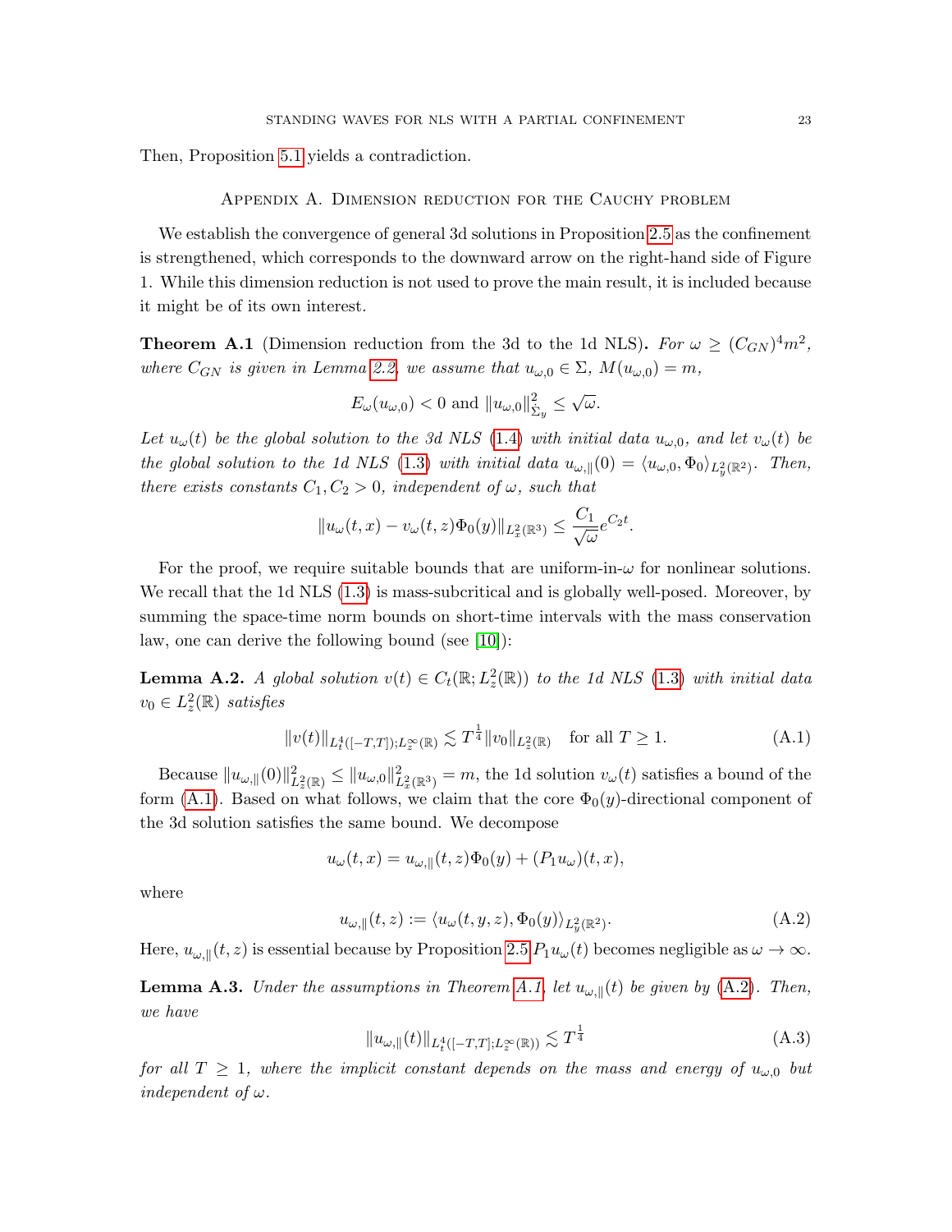Then, Proposition 5.1 yields a contradiction.

## Appendix A. Dimension reduction for the Cauchy problem

We establish the convergence of general 3d solutions in Proposition 2.5 as the confinement is strengthened, which corresponds to the downward arrow on the right-hand side of Figure 1. While this dimension reduction is not used to prove the main result, it is included because it might be of its own interest.

**Theorem A.1** (Dimension reduction from the 3d to the 1d NLS)**.** *For $\omega \geq (C_{GN})^4 m^2$, where $C_{GN}$ is given in Lemma 2.2, we assume that $u_{\omega,0} \in \Sigma$, $M(u_{\omega,0}) = m$,*

$$E_\omega(u_{\omega,0}) < 0 \text{ and } \|u_{\omega,0}\|_{\dot{\Sigma}_y}^2 \leq \sqrt{\omega}.$$

*Let $u_\omega(t)$ be the global solution to the 3d NLS (1.4) with initial data $u_{\omega,0}$, and let $v_\omega(t)$ be the global solution to the 1d NLS (1.3) with initial data $u_{\omega,\parallel}(0) = \langle u_{\omega,0}, \Phi_0 \rangle_{L_y^2(\mathbb{R}^2)}$. Then, there exists constants $C_1, C_2 > 0$, independent of $\omega$, such that*

$$\|u_\omega(t,x) - v_\omega(t,z)\Phi_0(y)\|_{L_x^2(\mathbb{R}^3)} \leq \frac{C_1}{\sqrt{\omega}} e^{C_2 t}.$$

For the proof, we require suitable bounds that are uniform-in-$\omega$ for nonlinear solutions. We recall that the 1d NLS (1.3) is mass-subcritical and is globally well-posed. Moreover, by summing the space-time norm bounds on short-time intervals with the mass conservation law, one can derive the following bound (see [10]):

**Lemma A.2.** *A global solution $v(t) \in C_t(\mathbb{R}; L_z^2(\mathbb{R}))$ to the 1d NLS (1.3) with initial data $v_0 \in L_z^2(\mathbb{R})$ satisfies*

$$\|v(t)\|_{L_t^4([-T,T]); L_z^\infty(\mathbb{R})} \lesssim T^{\frac{1}{4}} \|v_0\|_{L_z^2(\mathbb{R})} \quad \text{for all } T \geq 1. \tag{A.1}$$

Because $\|u_{\omega,\parallel}(0)\|_{L_z^2(\mathbb{R})}^2 \leq \|u_{\omega,0}\|_{L_x^2(\mathbb{R}^3)}^2 = m$, the 1d solution $v_\omega(t)$ satisfies a bound of the form (A.1). Based on what follows, we claim that the core $\Phi_0(y)$-directional component of the 3d solution satisfies the same bound. We decompose

$$u_\omega(t,x) = u_{\omega,\parallel}(t,z)\Phi_0(y) + (P_1 u_\omega)(t,x),$$

where

$$u_{\omega,\parallel}(t,z) := \langle u_\omega(t,y,z), \Phi_0(y) \rangle_{L_y^2(\mathbb{R}^2)}. \tag{A.2}$$

Here, $u_{\omega,\parallel}(t,z)$ is essential because by Proposition 2.5 $P_1 u_\omega(t)$ becomes negligible as $\omega \to \infty$.

**Lemma A.3.** *Under the assumptions in Theorem A.1, let $u_{\omega,\parallel}(t)$ be given by (A.2). Then, we have*

$$\|u_{\omega,\parallel}(t)\|_{L_t^4([-T,T]; L_z^\infty(\mathbb{R}))} \lesssim T^{\frac{1}{4}} \tag{A.3}$$

*for all $T \geq 1$, where the implicit constant depends on the mass and energy of $u_{\omega,0}$ but independent of $\omega$.*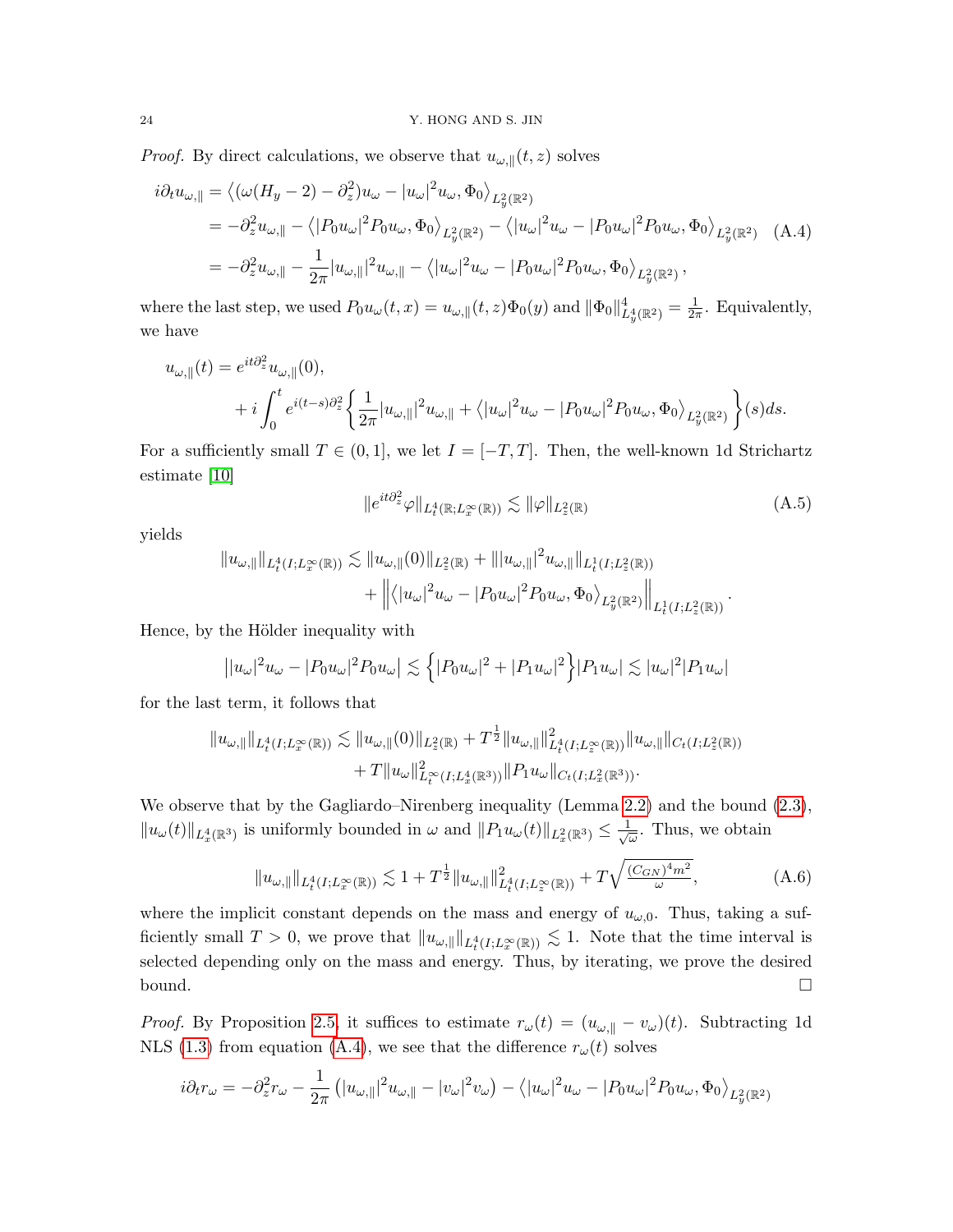*Proof.* By direct calculations, we observe that $u_{\omega,\parallel}(t,z)$ solves

$$
\begin{aligned}
i\partial_t u_{\omega,\parallel} &= \left\langle (\omega(H_y-2)-\partial_z^2)u_\omega - |u_\omega|^2 u_\omega, \Phi_0\right\rangle_{L^2_y(\mathbb{R}^2)} \\
&= -\partial_z^2 u_{\omega,\parallel} - \left\langle |P_0 u_\omega|^2 P_0 u_\omega, \Phi_0\right\rangle_{L^2_y(\mathbb{R}^2)} - \left\langle |u_\omega|^2 u_\omega - |P_0 u_\omega|^2 P_0 u_\omega, \Phi_0\right\rangle_{L^2_y(\mathbb{R}^2)} \\
&= -\partial_z^2 u_{\omega,\parallel} - \frac{1}{2\pi}|u_{\omega,\parallel}|^2 u_{\omega,\parallel} - \left\langle |u_\omega|^2 u_\omega - |P_0 u_\omega|^2 P_0 u_\omega, \Phi_0\right\rangle_{L^2_y(\mathbb{R}^2)},
\end{aligned}
\tag{A.4}
$$

where the last step, we used $P_0 u_\omega(t,x) = u_{\omega,\parallel}(t,z)\Phi_0(y)$ and $\|\Phi_0\|^4_{L^4_y(\mathbb{R}^2)} = \frac{1}{2\pi}$. Equivalently, we have

$$
\begin{aligned}
u_{\omega,\parallel}(t) &= e^{it\partial_z^2} u_{\omega,\parallel}(0), \\
&\quad + i\int_0^t e^{i(t-s)\partial_z^2}\left\{\frac{1}{2\pi}|u_{\omega,\parallel}|^2 u_{\omega,\parallel} + \left\langle |u_\omega|^2 u_\omega - |P_0 u_\omega|^2 P_0 u_\omega, \Phi_0\right\rangle_{L^2_y(\mathbb{R}^2)}\right\}(s)ds.
\end{aligned}
$$

For a sufficiently small $T\in(0,1]$, we let $I=[-T,T]$. Then, the well-known 1d Strichartz estimate [10]

$$
\|e^{it\partial_z^2}\varphi\|_{L^4_t(\mathbb{R};L^\infty_x(\mathbb{R}))} \lesssim \|\varphi\|_{L^2_z(\mathbb{R})}
\tag{A.5}
$$

yields

$$
\begin{aligned}
\|u_{\omega,\parallel}\|_{L^4_t(I;L^\infty_x(\mathbb{R}))} &\lesssim \|u_{\omega,\parallel}(0)\|_{L^2_z(\mathbb{R})} + \||u_{\omega,\parallel}|^2 u_{\omega,\parallel}\|_{L^1_t(I;L^2_z(\mathbb{R}))} \\
&\quad + \left\|\left\langle |u_\omega|^2 u_\omega - |P_0 u_\omega|^2 P_0 u_\omega, \Phi_0\right\rangle_{L^2_y(\mathbb{R}^2)}\right\|_{L^1_t(I;L^2_z(\mathbb{R}))}.
\end{aligned}
$$

Hence, by the Hölder inequality with

$$
\left||u_\omega|^2 u_\omega - |P_0 u_\omega|^2 P_0 u_\omega\right| \lesssim \left\{|P_0 u_\omega|^2 + |P_1 u_\omega|^2\right\}|P_1 u_\omega| \lesssim |u_\omega|^2 |P_1 u_\omega|
$$

for the last term, it follows that

$$
\begin{aligned}
\|u_{\omega,\parallel}\|_{L^4_t(I;L^\infty_x(\mathbb{R}))} &\lesssim \|u_{\omega,\parallel}(0)\|_{L^2_z(\mathbb{R})} + T^{\frac{1}{2}}\|u_{\omega,\parallel}\|^2_{L^4_t(I;L^\infty_z(\mathbb{R}))}\|u_{\omega,\parallel}\|_{C_t(I;L^2_z(\mathbb{R}))} \\
&\quad + T\|u_\omega\|^2_{L^\infty_t(I;L^4_x(\mathbb{R}^3))}\|P_1 u_\omega\|_{C_t(I;L^2_x(\mathbb{R}^3))}.
\end{aligned}
$$

We observe that by the Gagliardo–Nirenberg inequality (Lemma 2.2) and the bound (2.3), $\|u_\omega(t)\|_{L^4_x(\mathbb{R}^3)}$ is uniformly bounded in $\omega$ and $\|P_1 u_\omega(t)\|_{L^2_x(\mathbb{R}^3)} \leq \frac{1}{\sqrt{\omega}}$. Thus, we obtain

$$
\|u_{\omega,\parallel}\|_{L^4_t(I;L^\infty_x(\mathbb{R}))} \lesssim 1 + T^{\frac{1}{2}}\|u_{\omega,\parallel}\|^2_{L^4_t(I;L^\infty_z(\mathbb{R}))} + T\sqrt{\tfrac{(C_{GN})^4 m^2}{\omega}},
\tag{A.6}
$$

where the implicit constant depends on the mass and energy of $u_{\omega,0}$. Thus, taking a sufficiently small $T>0$, we prove that $\|u_{\omega,\parallel}\|_{L^4_t(I;L^\infty_x(\mathbb{R}))} \lesssim 1$. Note that the time interval is selected depending only on the mass and energy. Thus, by iterating, we prove the desired bound. $\square$

*Proof.* By Proposition 2.5, it suffices to estimate $r_\omega(t) = (u_{\omega,\parallel} - v_\omega)(t)$. Subtracting 1d NLS (1.3) from equation (A.4), we see that the difference $r_\omega(t)$ solves

$$
i\partial_t r_\omega = -\partial_z^2 r_\omega - \frac{1}{2\pi}\left(|u_{\omega,\parallel}|^2 u_{\omega,\parallel} - |v_\omega|^2 v_\omega\right) - \left\langle |u_\omega|^2 u_\omega - |P_0 u_\omega|^2 P_0 u_\omega, \Phi_0\right\rangle_{L^2_y(\mathbb{R}^2)}
$$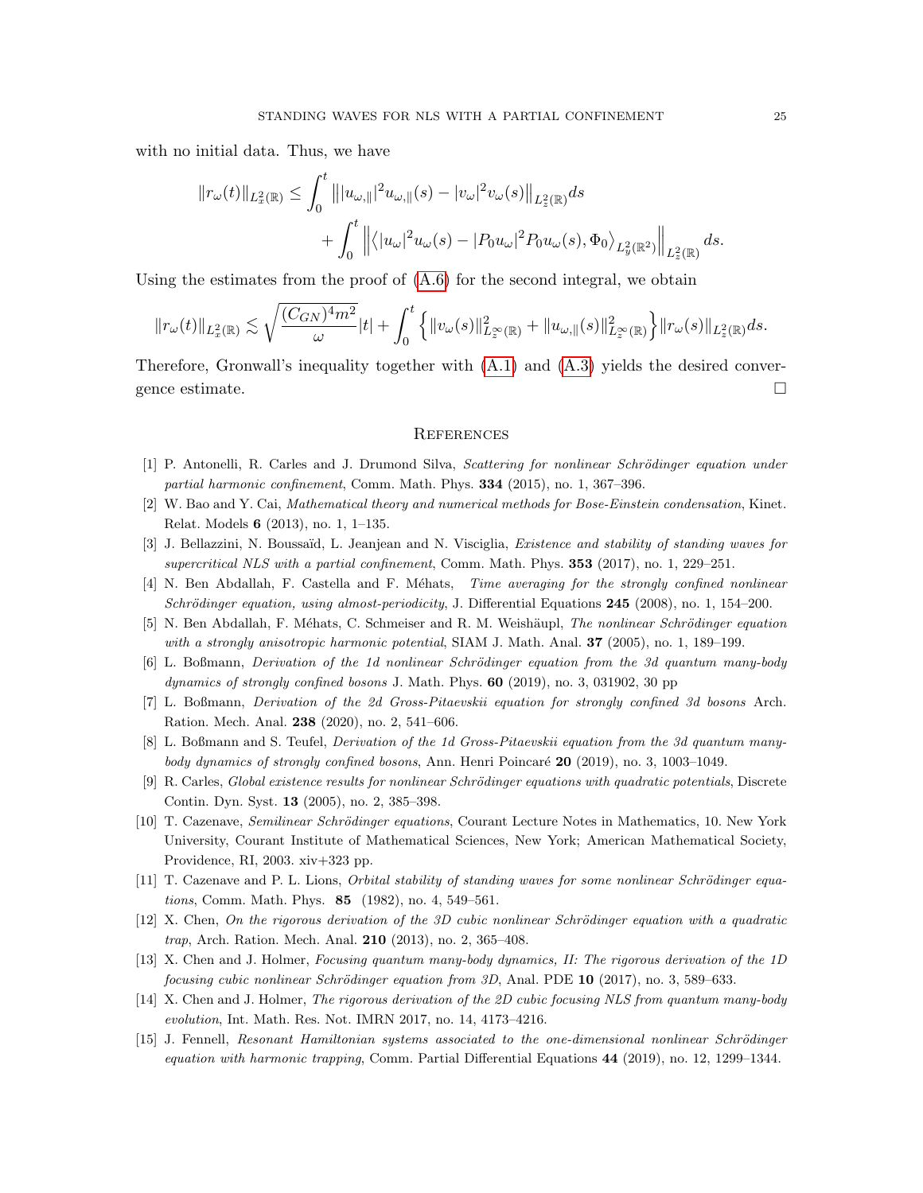with no initial data. Thus, we have

$$\|r_\omega(t)\|_{L_x^2(\mathbb{R})} \leq \int_0^t \big\||u_{\omega,\|}|^2 u_{\omega,\|}(s) - |v_\omega|^2 v_\omega(s)\big\|_{L_z^2(\mathbb{R})} ds + \int_0^t \Big\|\big\langle |u_\omega|^2 u_\omega(s) - |P_0 u_\omega|^2 P_0 u_\omega(s), \Phi_0\big\rangle_{L_y^2(\mathbb{R}^2)}\Big\|_{L_z^2(\mathbb{R})} ds.$$

Using the estimates from the proof of (A.6) for the second integral, we obtain

$$\|r_\omega(t)\|_{L_x^2(\mathbb{R})} \lesssim \sqrt{\frac{(C_{GN})^4 m^2}{\omega}}|t| + \int_0^t \Big\{\|v_\omega(s)\|_{L_z^\infty(\mathbb{R})}^2 + \|u_{\omega,\|}(s)\|_{L_z^\infty(\mathbb{R})}^2\Big\}\|r_\omega(s)\|_{L_z^2(\mathbb{R})} ds.$$

Therefore, Gronwall's inequality together with (A.1) and (A.3) yields the desired convergence estimate. □

## References

[1] P. Antonelli, R. Carles and J. Drumond Silva, *Scattering for nonlinear Schrödinger equation under partial harmonic confinement*, Comm. Math. Phys. **334** (2015), no. 1, 367–396.

[2] W. Bao and Y. Cai, *Mathematical theory and numerical methods for Bose-Einstein condensation*, Kinet. Relat. Models **6** (2013), no. 1, 1–135.

[3] J. Bellazzini, N. Boussaïd, L. Jeanjean and N. Visciglia, *Existence and stability of standing waves for supercritical NLS with a partial confinement*, Comm. Math. Phys. **353** (2017), no. 1, 229–251.

[4] N. Ben Abdallah, F. Castella and F. Méhats, *Time averaging for the strongly confined nonlinear Schrödinger equation, using almost-periodicity*, J. Differential Equations **245** (2008), no. 1, 154–200.

[5] N. Ben Abdallah, F. Méhats, C. Schmeiser and R. M. Weishäupl, *The nonlinear Schrödinger equation with a strongly anisotropic harmonic potential*, SIAM J. Math. Anal. **37** (2005), no. 1, 189–199.

[6] L. Boßmann, *Derivation of the 1d nonlinear Schrödinger equation from the 3d quantum many-body dynamics of strongly confined bosons* J. Math. Phys. **60** (2019), no. 3, 031902, 30 pp

[7] L. Boßmann, *Derivation of the 2d Gross-Pitaevskii equation for strongly confined 3d bosons* Arch. Ration. Mech. Anal. **238** (2020), no. 2, 541–606.

[8] L. Boßmann and S. Teufel, *Derivation of the 1d Gross-Pitaevskii equation from the 3d quantum many-body dynamics of strongly confined bosons*, Ann. Henri Poincaré **20** (2019), no. 3, 1003–1049.

[9] R. Carles, *Global existence results for nonlinear Schrödinger equations with quadratic potentials*, Discrete Contin. Dyn. Syst. **13** (2005), no. 2, 385–398.

[10] T. Cazenave, *Semilinear Schrödinger equations*, Courant Lecture Notes in Mathematics, 10. New York University, Courant Institute of Mathematical Sciences, New York; American Mathematical Society, Providence, RI, 2003. xiv+323 pp.

[11] T. Cazenave and P. L. Lions, *Orbital stability of standing waves for some nonlinear Schrödinger equations*, Comm. Math. Phys. **85** (1982), no. 4, 549–561.

[12] X. Chen, *On the rigorous derivation of the 3D cubic nonlinear Schrödinger equation with a quadratic trap*, Arch. Ration. Mech. Anal. **210** (2013), no. 2, 365–408.

[13] X. Chen and J. Holmer, *Focusing quantum many-body dynamics, II: The rigorous derivation of the 1D focusing cubic nonlinear Schrödinger equation from 3D*, Anal. PDE **10** (2017), no. 3, 589–633.

[14] X. Chen and J. Holmer, *The rigorous derivation of the 2D cubic focusing NLS from quantum many-body evolution*, Int. Math. Res. Not. IMRN 2017, no. 14, 4173–4216.

[15] J. Fennell, *Resonant Hamiltonian systems associated to the one-dimensional nonlinear Schrödinger equation with harmonic trapping*, Comm. Partial Differential Equations **44** (2019), no. 12, 1299–1344.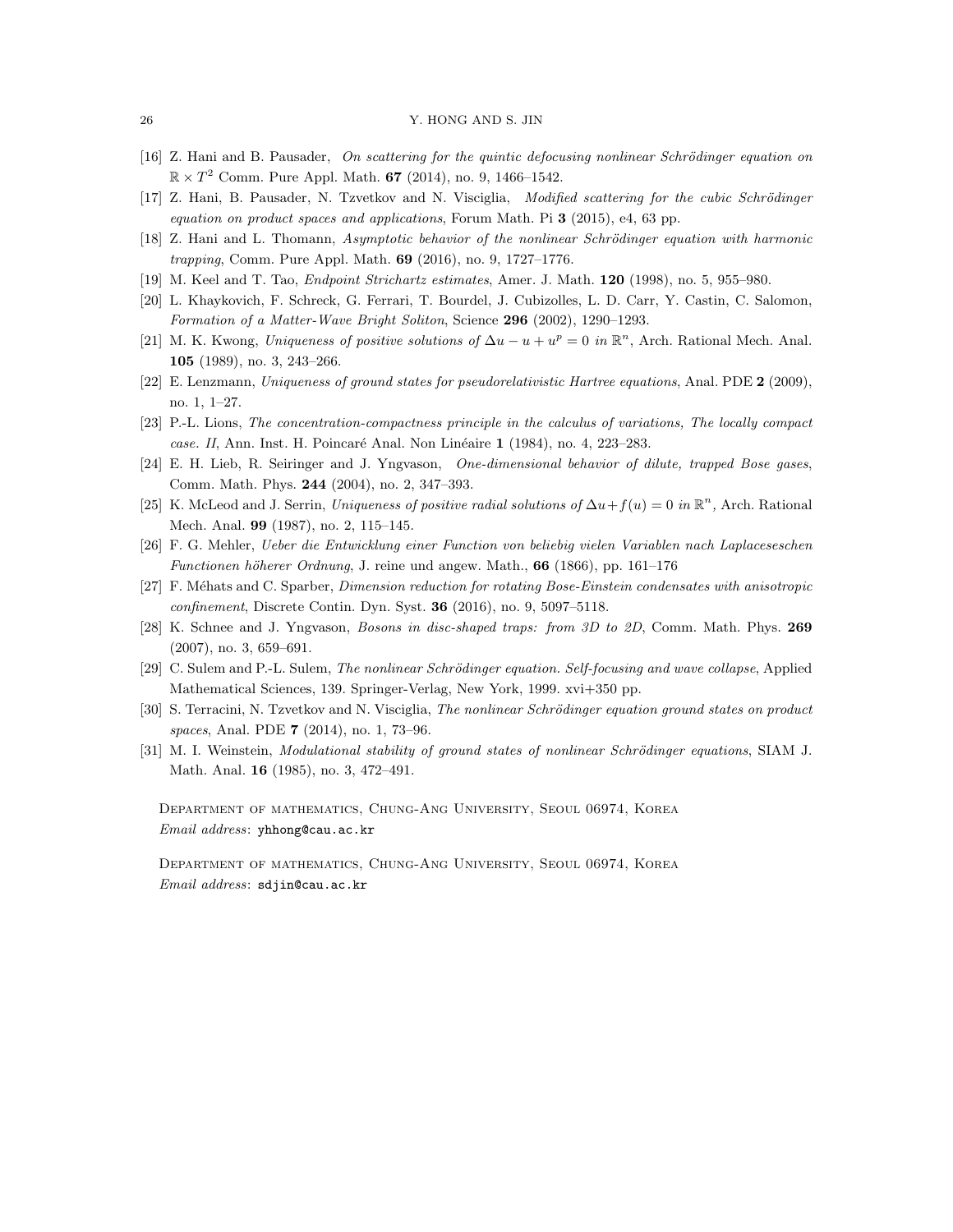[16] Z. Hani and B. Pausader, *On scattering for the quintic defocusing nonlinear Schrödinger equation on* $\mathbb{R} \times T^2$ Comm. Pure Appl. Math. **67** (2014), no. 9, 1466–1542.

[17] Z. Hani, B. Pausader, N. Tzvetkov and N. Visciglia, *Modified scattering for the cubic Schrödinger equation on product spaces and applications*, Forum Math. Pi **3** (2015), e4, 63 pp.

[18] Z. Hani and L. Thomann, *Asymptotic behavior of the nonlinear Schrödinger equation with harmonic trapping*, Comm. Pure Appl. Math. **69** (2016), no. 9, 1727–1776.

[19] M. Keel and T. Tao, *Endpoint Strichartz estimates*, Amer. J. Math. **120** (1998), no. 5, 955–980.

[20] L. Khaykovich, F. Schreck, G. Ferrari, T. Bourdel, J. Cubizolles, L. D. Carr, Y. Castin, C. Salomon, *Formation of a Matter-Wave Bright Soliton*, Science **296** (2002), 1290–1293.

[21] M. K. Kwong, *Uniqueness of positive solutions of* $\Delta u - u + u^p = 0$ *in* $\mathbb{R}^n$, Arch. Rational Mech. Anal. **105** (1989), no. 3, 243–266.

[22] E. Lenzmann, *Uniqueness of ground states for pseudorelativistic Hartree equations*, Anal. PDE **2** (2009), no. 1, 1–27.

[23] P.-L. Lions, *The concentration-compactness principle in the calculus of variations, The locally compact case. II*, Ann. Inst. H. Poincaré Anal. Non Linéaire **1** (1984), no. 4, 223–283.

[24] E. H. Lieb, R. Seiringer and J. Yngvason, *One-dimensional behavior of dilute, trapped Bose gases*, Comm. Math. Phys. **244** (2004), no. 2, 347–393.

[25] K. McLeod and J. Serrin, *Uniqueness of positive radial solutions of* $\Delta u + f(u) = 0$ *in* $\mathbb{R}^n$, Arch. Rational Mech. Anal. **99** (1987), no. 2, 115–145.

[26] F. G. Mehler, *Ueber die Entwicklung einer Function von beliebig vielen Variablen nach Laplaceseschen Functionen höherer Ordnung*, J. reine und angew. Math., **66** (1866), pp. 161–176

[27] F. Méhats and C. Sparber, *Dimension reduction for rotating Bose-Einstein condensates with anisotropic confinement*, Discrete Contin. Dyn. Syst. **36** (2016), no. 9, 5097–5118.

[28] K. Schnee and J. Yngvason, *Bosons in disc-shaped traps: from 3D to 2D*, Comm. Math. Phys. **269** (2007), no. 3, 659–691.

[29] C. Sulem and P.-L. Sulem, *The nonlinear Schrödinger equation. Self-focusing and wave collapse*, Applied Mathematical Sciences, 139. Springer-Verlag, New York, 1999. xvi+350 pp.

[30] S. Terracini, N. Tzvetkov and N. Visciglia, *The nonlinear Schrödinger equation ground states on product spaces*, Anal. PDE **7** (2014), no. 1, 73–96.

[31] M. I. Weinstein, *Modulational stability of ground states of nonlinear Schrödinger equations*, SIAM J. Math. Anal. **16** (1985), no. 3, 472–491.

Department of mathematics, Chung-Ang University, Seoul 06974, Korea
*Email address*: `yhhong@cau.ac.kr`

Department of mathematics, Chung-Ang University, Seoul 06974, Korea
*Email address*: `sdjin@cau.ac.kr`